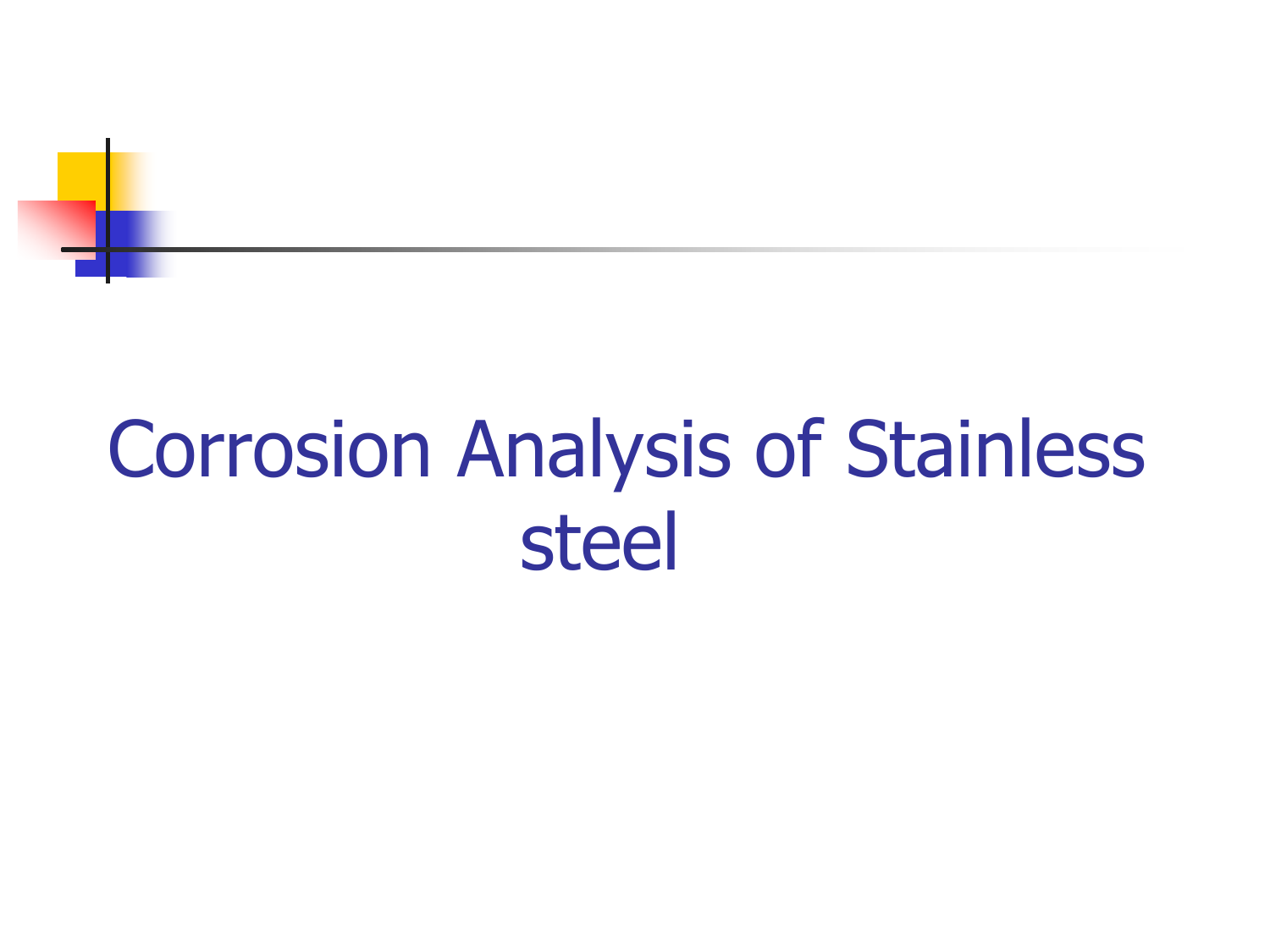# Corrosion Analysis of Stainless steel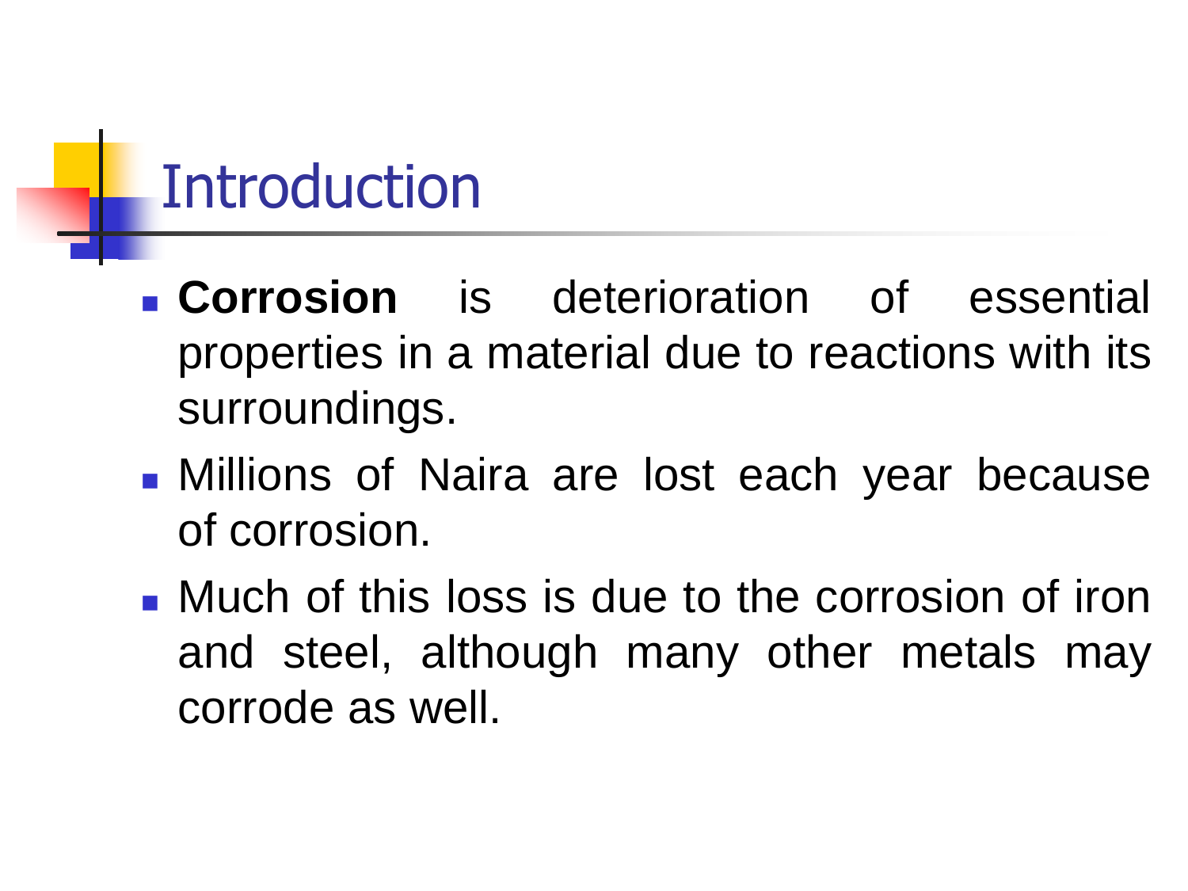# Introduction

- **Corrosion** is deterioration of essential properties in a material due to reactions with its surroundings.
- Millions of Naira are lost each year because of corrosion.
- Much of this loss is due to the corrosion of iron and steel, although many other metals may corrode as well.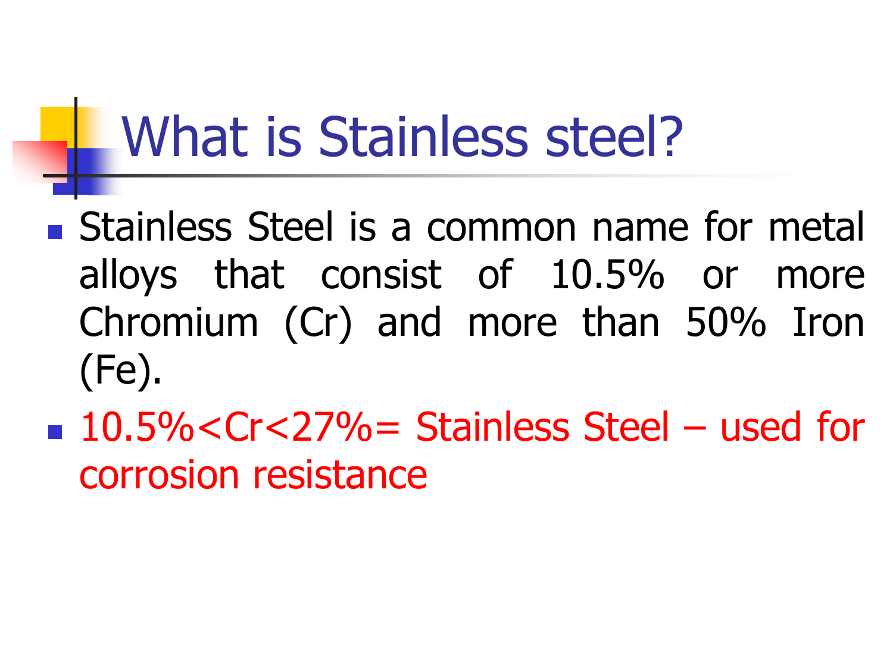# What is Stainless steel?

- Stainless Steel is a common name for metal alloys that consist of 10.5% or more Chromium (Cr) and more than 50% Iron (Fe).
- 10.5%<Cr<27%= Stainless Steel – used for corrosion resistance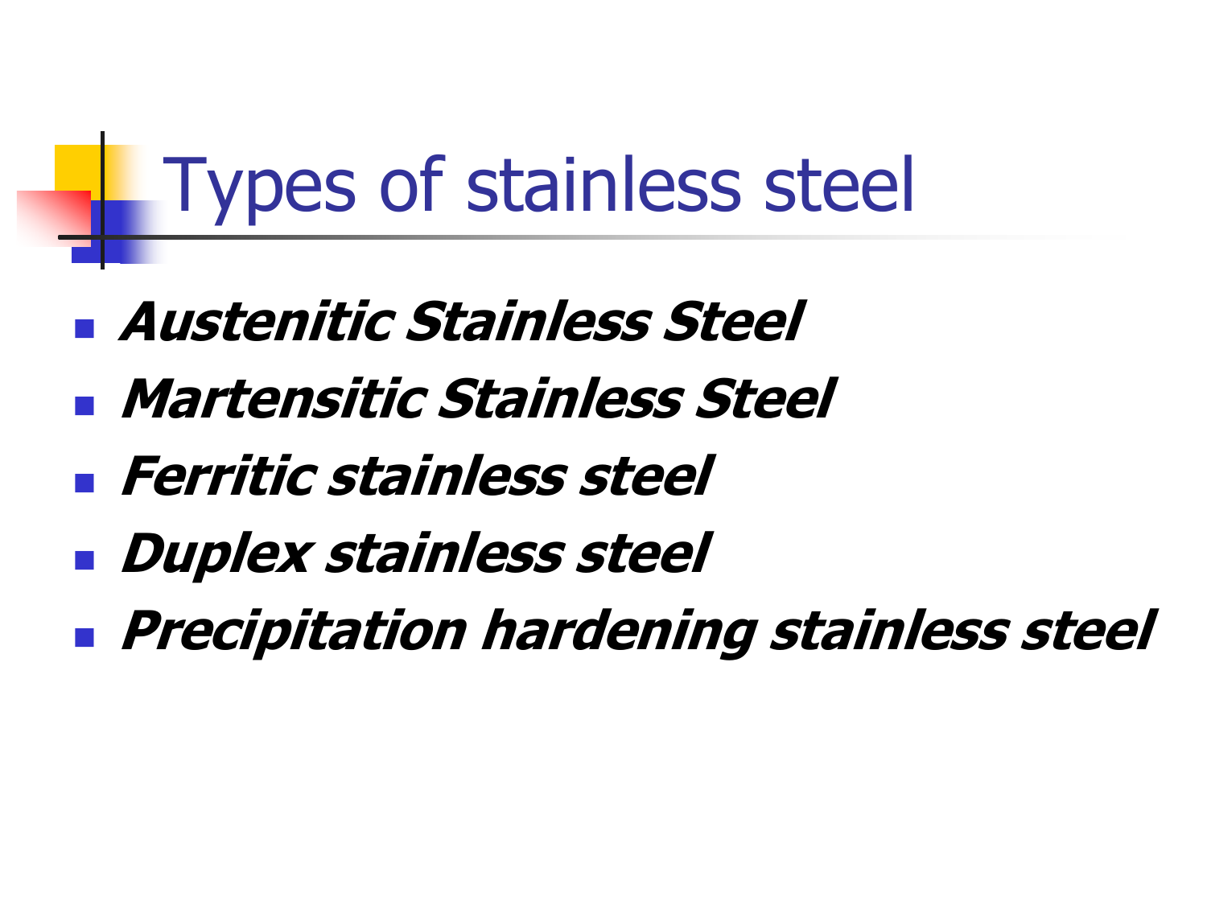# Types of stainless steel

- ***Austenitic Stainless Steel***
- ***Martensitic Stainless Steel***
- ***Ferritic stainless steel***
- ***Duplex stainless steel***
- ***Precipitation hardening stainless steel***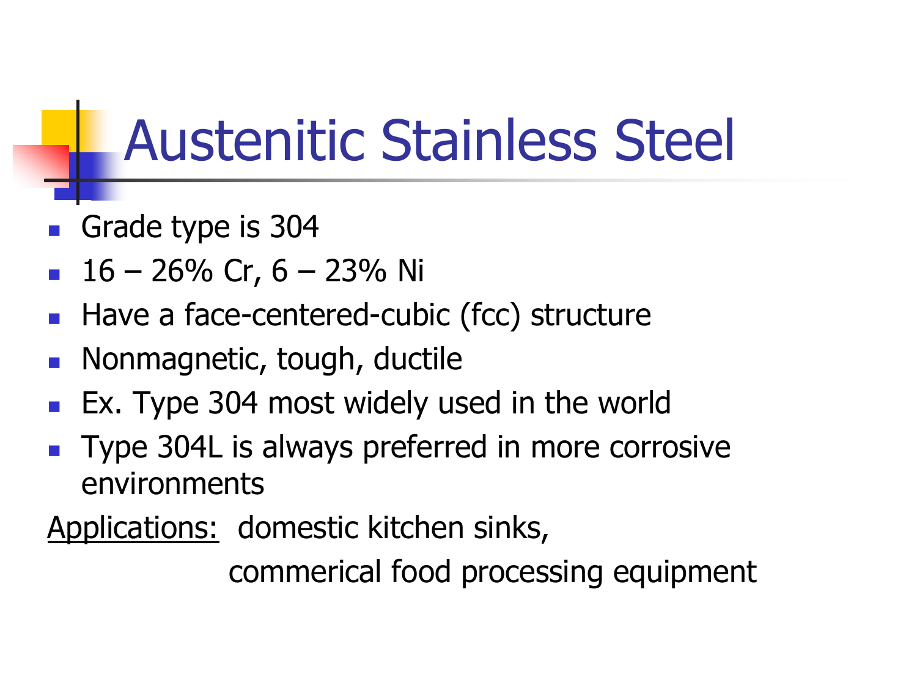# Austenitic Stainless Steel

- Grade type is 304
- 16 – 26% Cr, 6 – 23% Ni
- Have a face-centered-cubic (fcc) structure
- Nonmagnetic, tough, ductile
- Ex. Type 304 most widely used in the world
- Type 304L is always preferred in more corrosive environments

<u>Applications:</u> domestic kitchen sinks,
commerical food processing equipment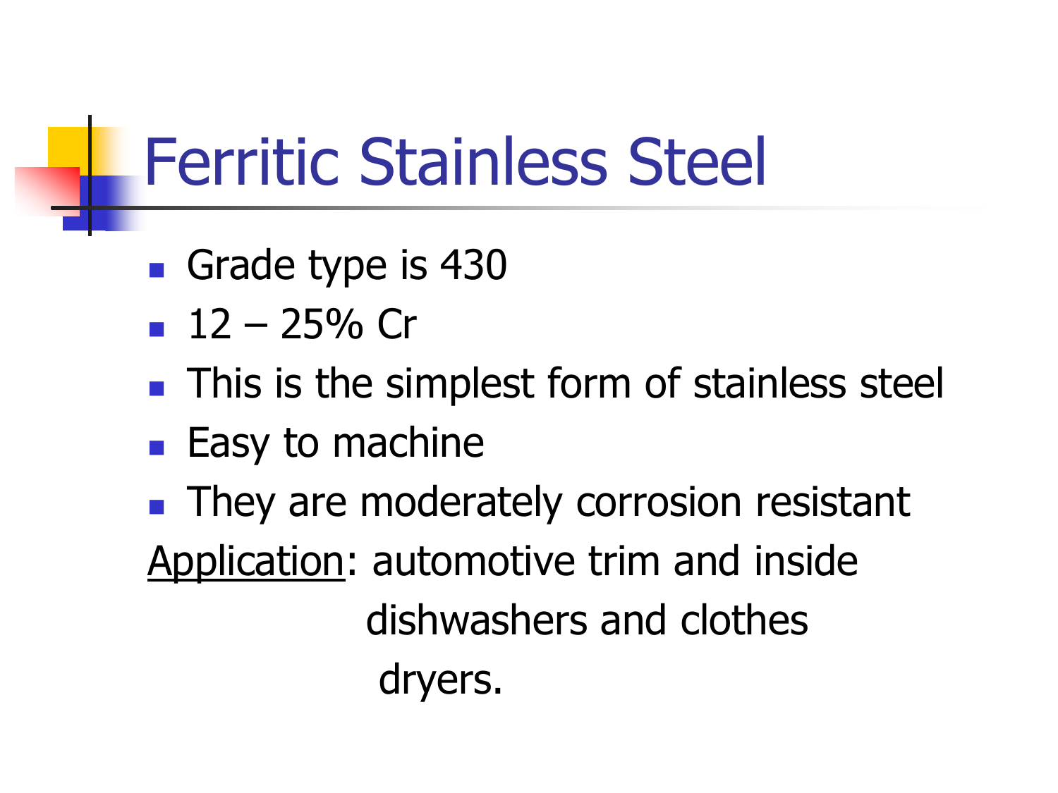# Ferritic Stainless Steel

- Grade type is 430
- 12 – 25% Cr
- This is the simplest form of stainless steel
- Easy to machine
- They are moderately corrosion resistant

Application: automotive trim and inside dishwashers and clothes dryers.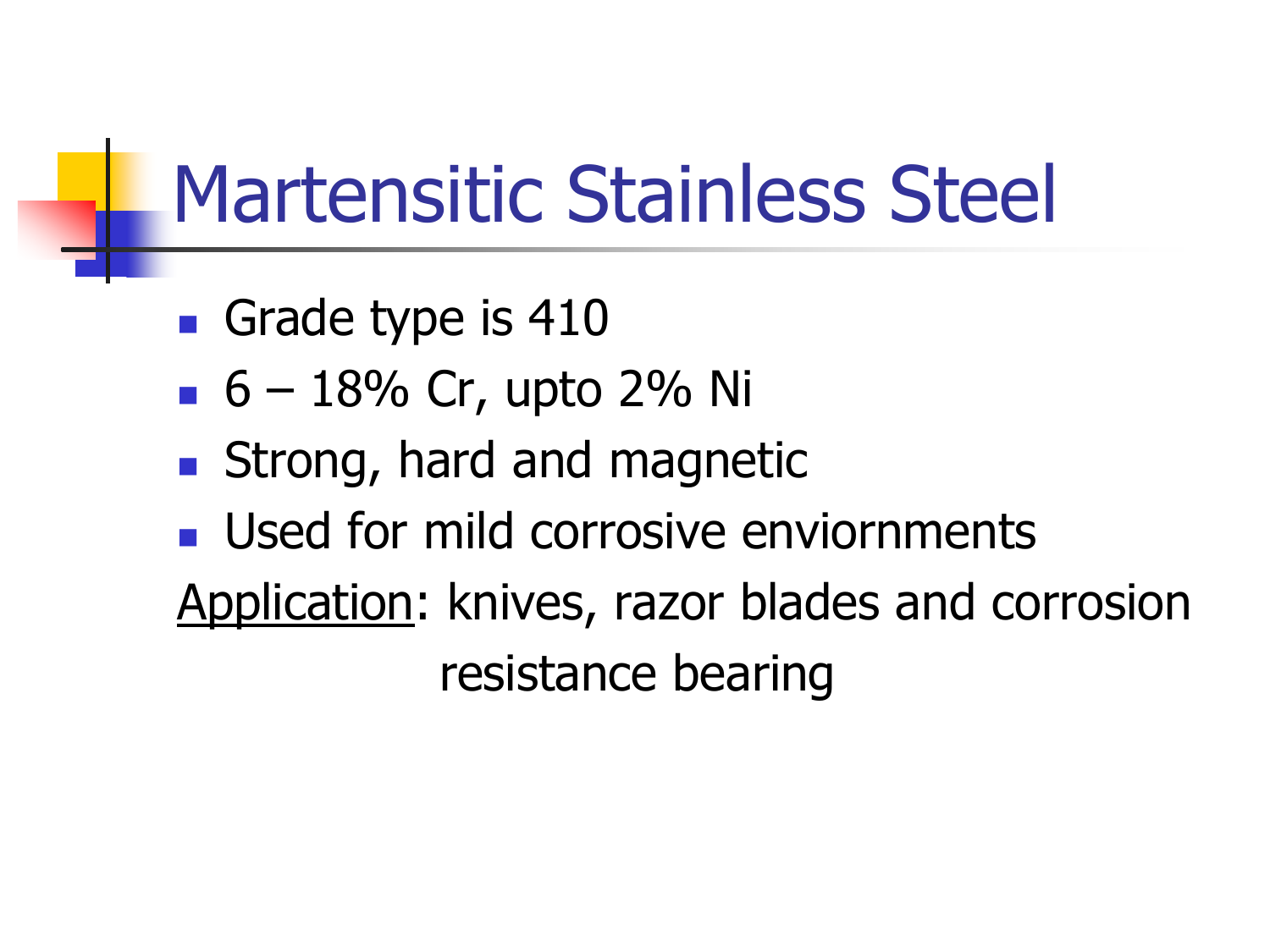# Martensitic Stainless Steel

- Grade type is 410
- 6 – 18% Cr, upto 2% Ni
- Strong, hard and magnetic
- Used for mild corrosive enviornments

Application: knives, razor blades and corrosion resistance bearing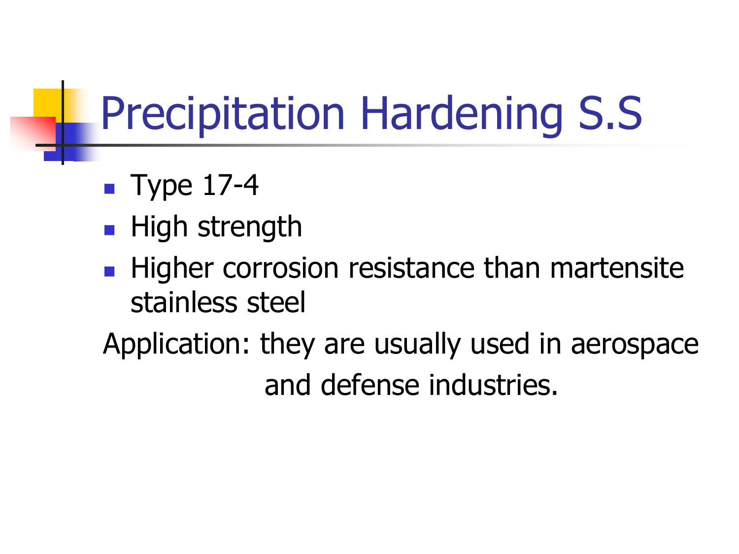# Precipitation Hardening S.S

- Type 17-4
- High strength
- Higher corrosion resistance than martensite stainless steel

Application: they are usually used in aerospace and defense industries.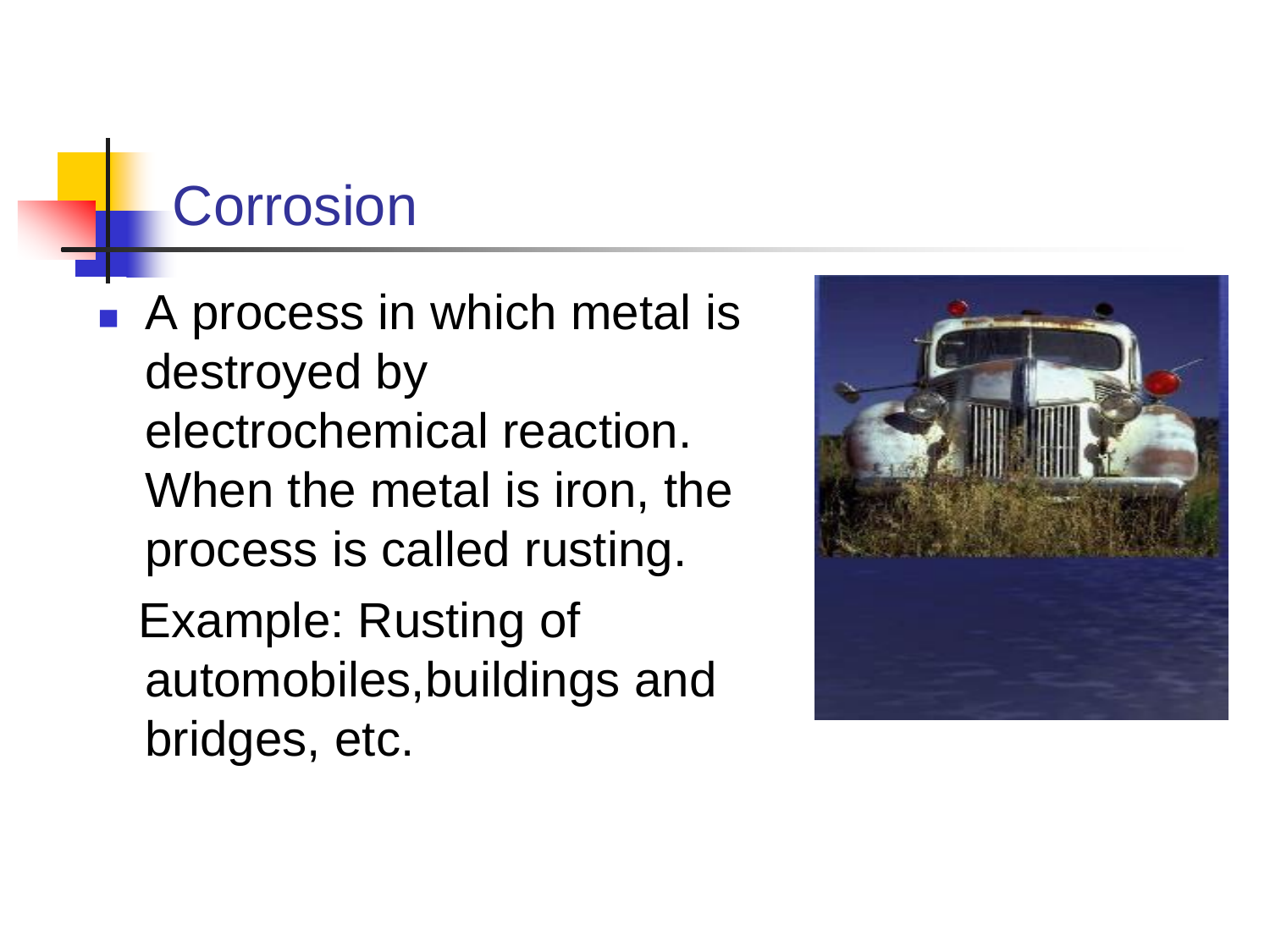# Corrosion

- A process in which metal is destroyed by electrochemical reaction. When the metal is iron, the process is called rusting.

  Example: Rusting of automobiles,buildings and bridges, etc.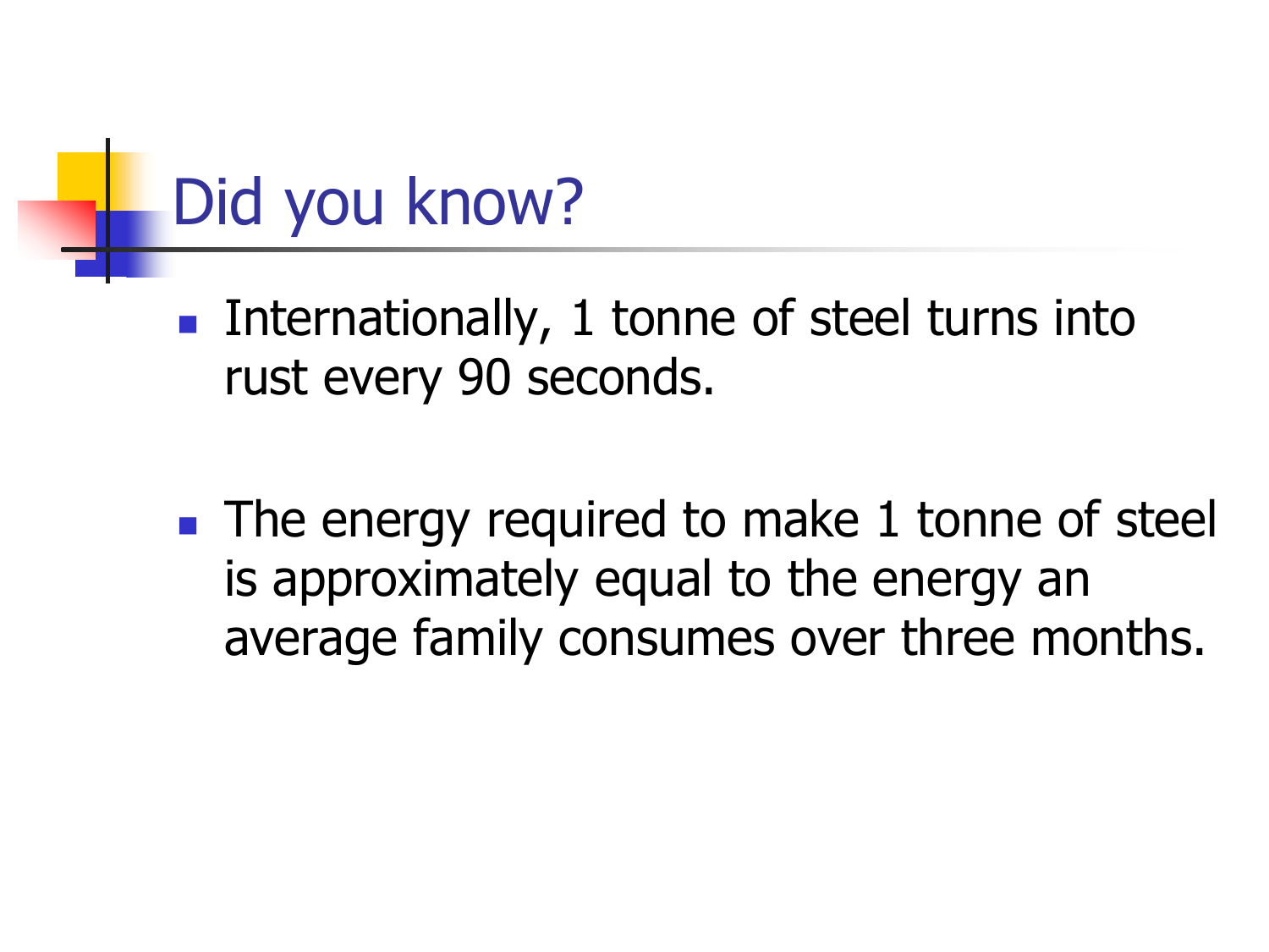# Did you know?

- Internationally, 1 tonne of steel turns into rust every 90 seconds.

- The energy required to make 1 tonne of steel is approximately equal to the energy an average family consumes over three months.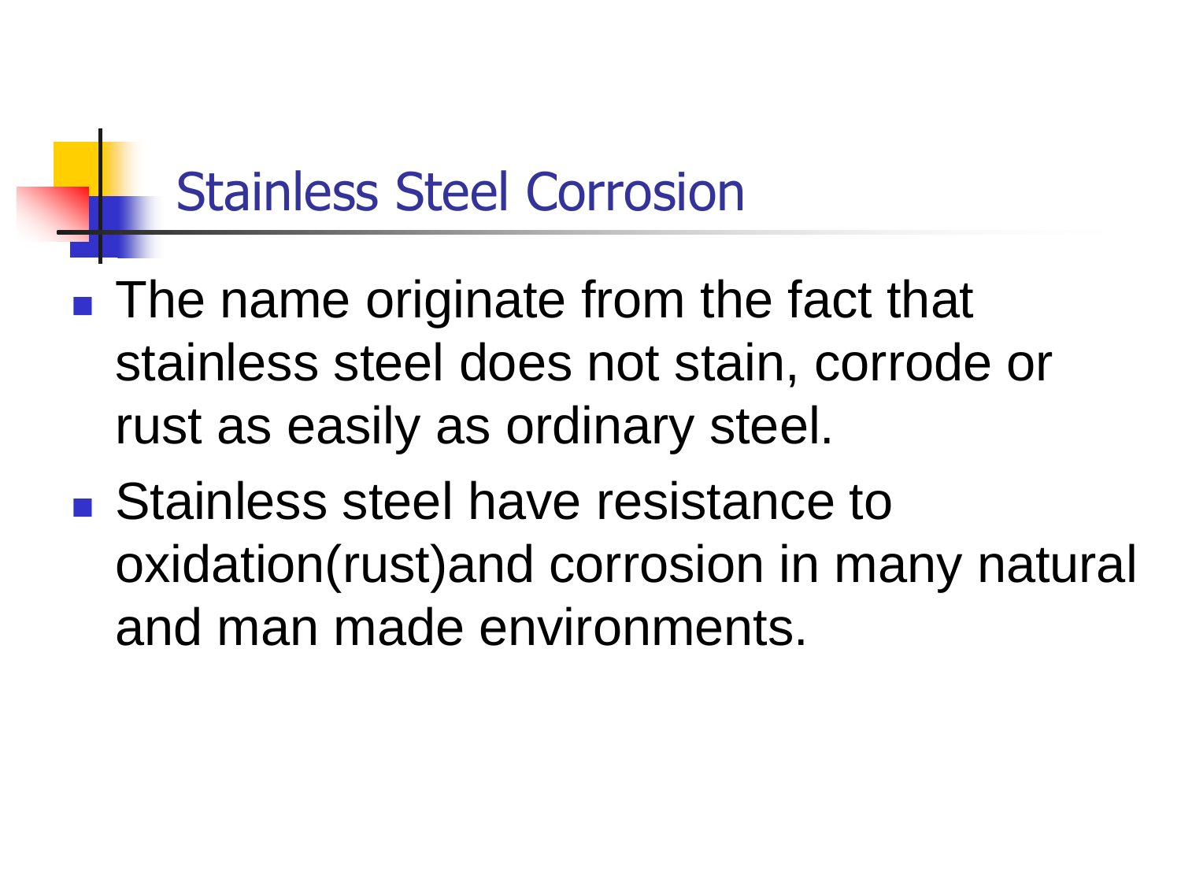# Stainless Steel Corrosion

- The name originate from the fact that stainless steel does not stain, corrode or rust as easily as ordinary steel.
- Stainless steel have resistance to oxidation(rust)and corrosion in many natural and man made environments.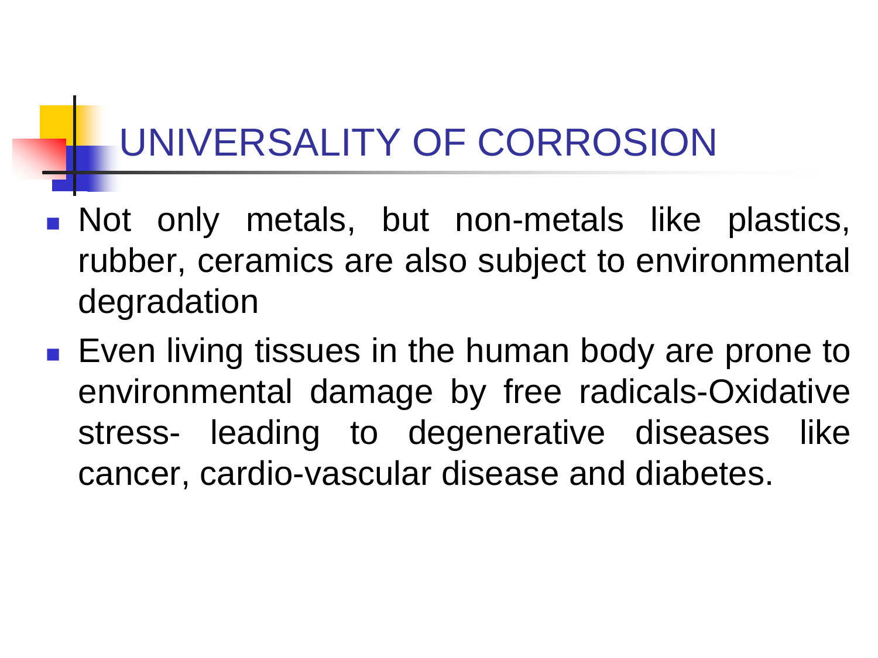# UNIVERSALITY OF CORROSION

- Not only metals, but non-metals like plastics, rubber, ceramics are also subject to environmental degradation
- Even living tissues in the human body are prone to environmental damage by free radicals-Oxidative stress- leading to degenerative diseases like cancer, cardio-vascular disease and diabetes.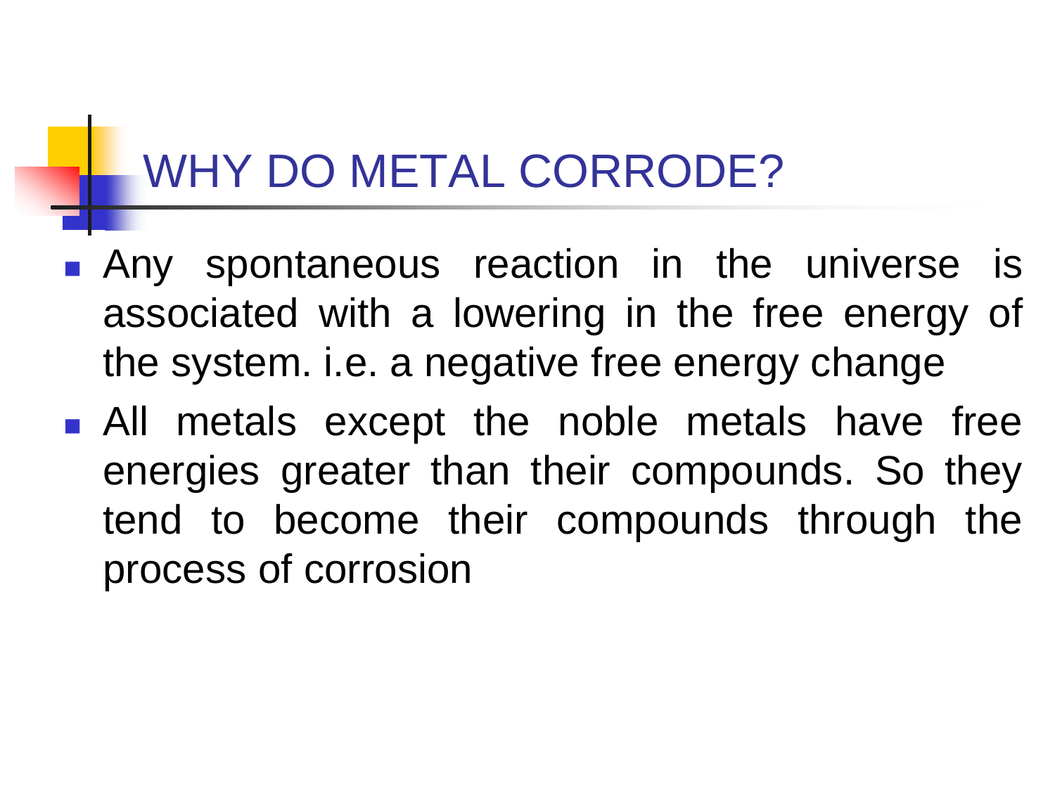# WHY DO METAL CORRODE?

- Any spontaneous reaction in the universe is associated with a lowering in the free energy of the system. i.e. a negative free energy change
- All metals except the noble metals have free energies greater than their compounds. So they tend to become their compounds through the process of corrosion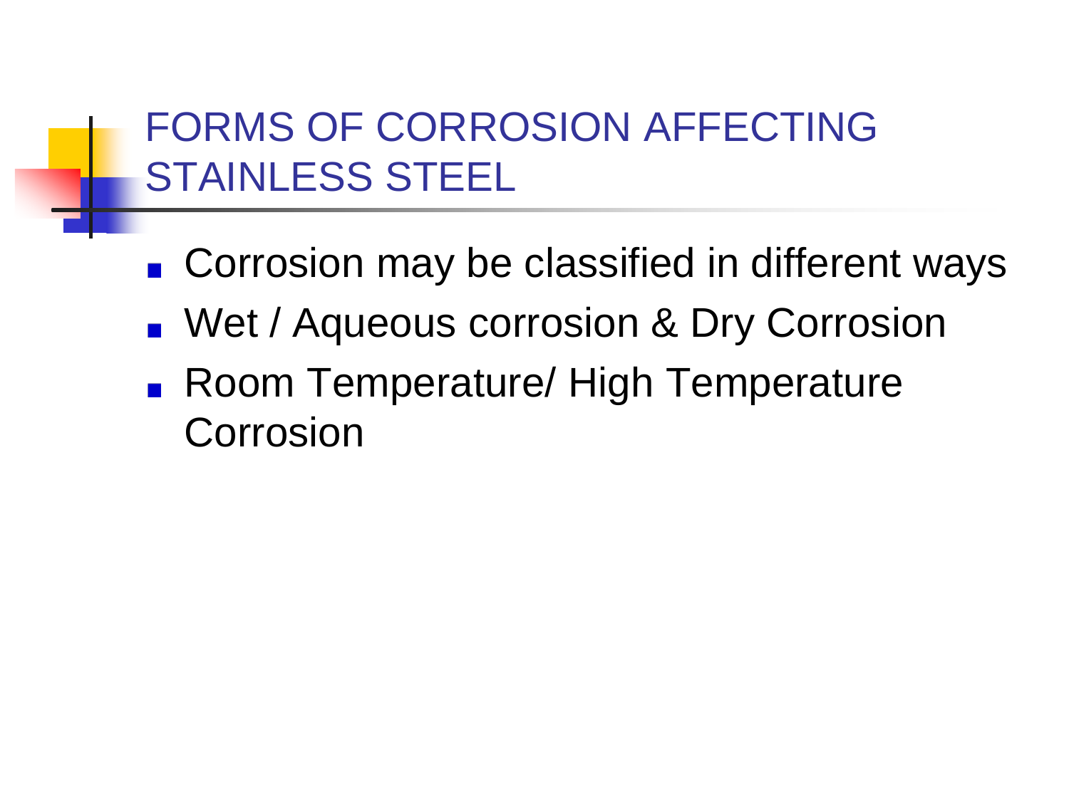# FORMS OF CORROSION AFFECTING STAINLESS STEEL

- Corrosion may be classified in different ways
- Wet / Aqueous corrosion & Dry Corrosion
- Room Temperature/ High Temperature Corrosion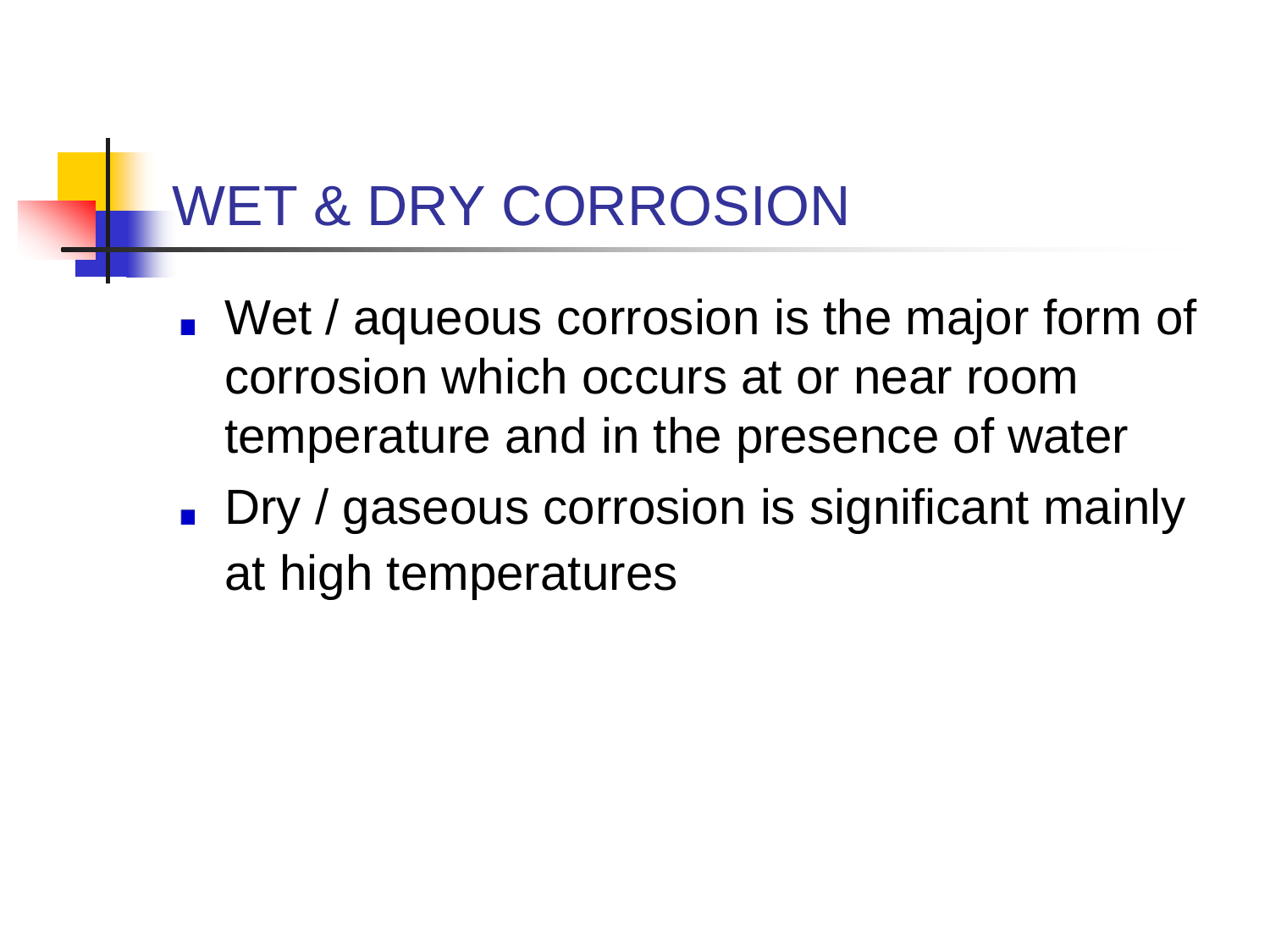# WET & DRY CORROSION

- Wet / aqueous corrosion is the major form of corrosion which occurs at or near room temperature and in the presence of water
- Dry / gaseous corrosion is significant mainly at high temperatures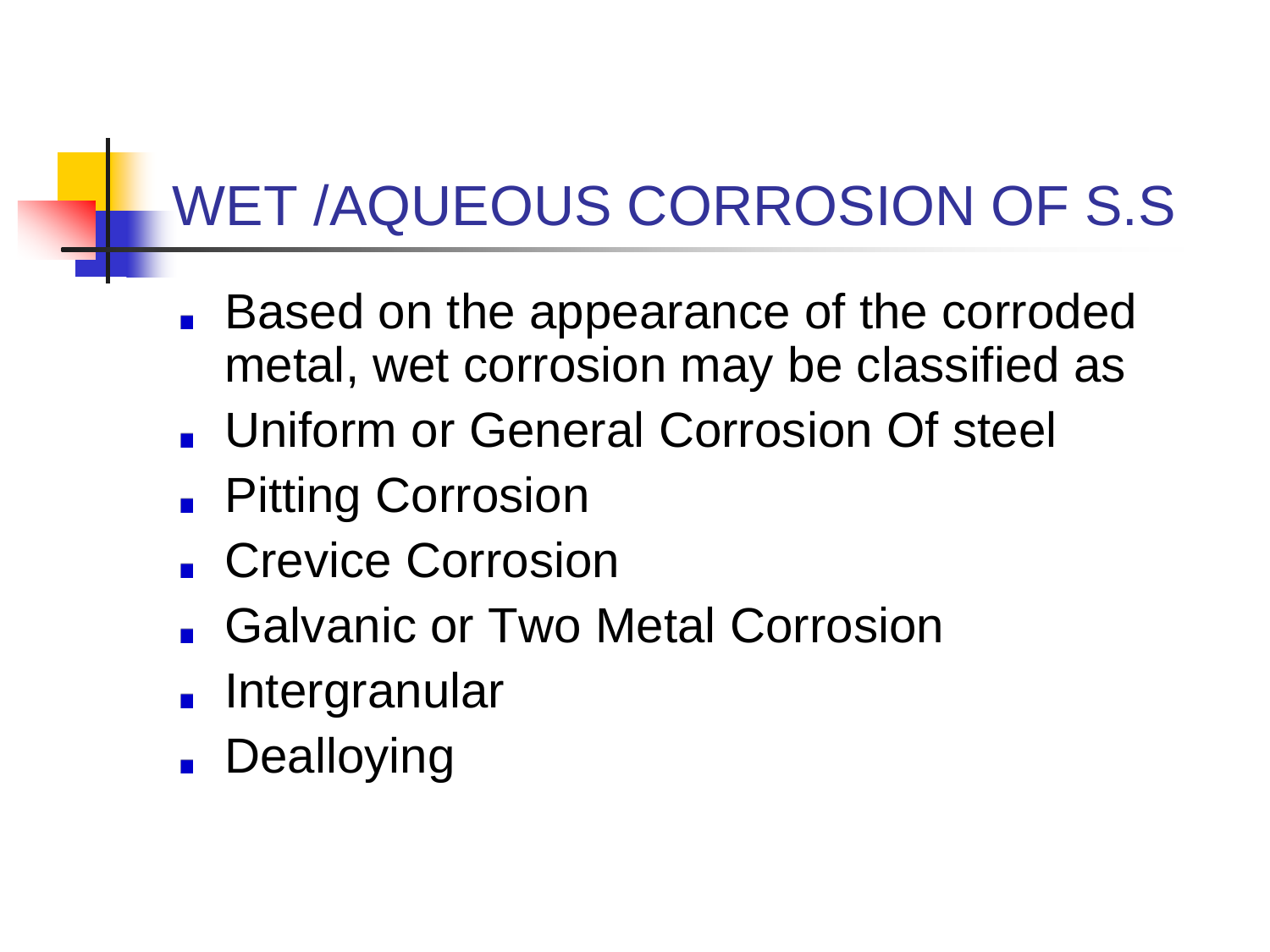# WET /AQUEOUS CORROSION OF S.S

- Based on the appearance of the corroded metal, wet corrosion may be classified as
- Uniform or General Corrosion Of steel
- Pitting Corrosion
- Crevice Corrosion
- Galvanic or Two Metal Corrosion
- Intergranular
- Dealloying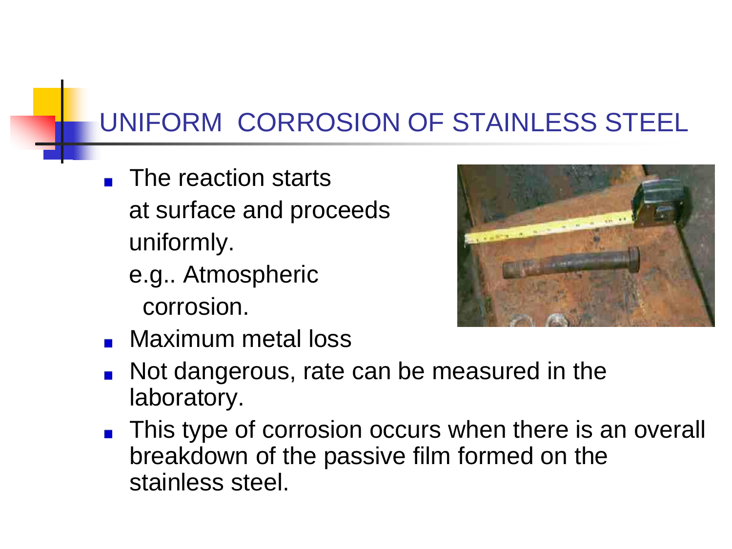## UNIFORM CORROSION OF STAINLESS STEEL

- The reaction starts at surface and proceeds uniformly.
  e.g.. Atmospheric corrosion.
- Maximum metal loss
- Not dangerous, rate can be measured in the laboratory.
- This type of corrosion occurs when there is an overall breakdown of the passive film formed on the stainless steel.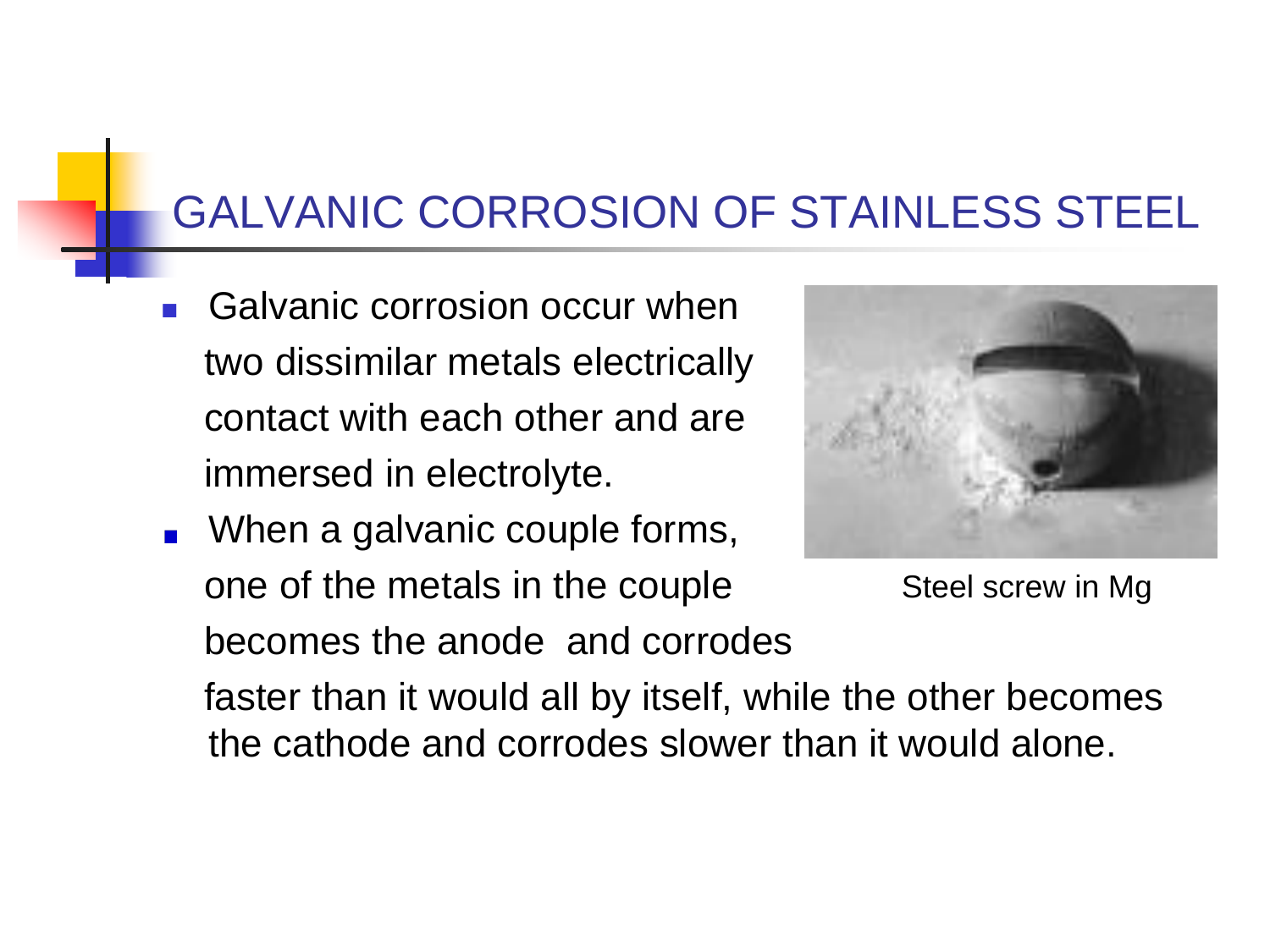## GALVANIC CORROSION OF STAINLESS STEEL

- Galvanic corrosion occur when two dissimilar metals electrically contact with each other and are immersed in electrolyte.
- When a galvanic couple forms, one of the metals in the couple becomes the anode and corrodes faster than it would all by itself, while the other becomes the cathode and corrodes slower than it would alone.

Steel screw in Mg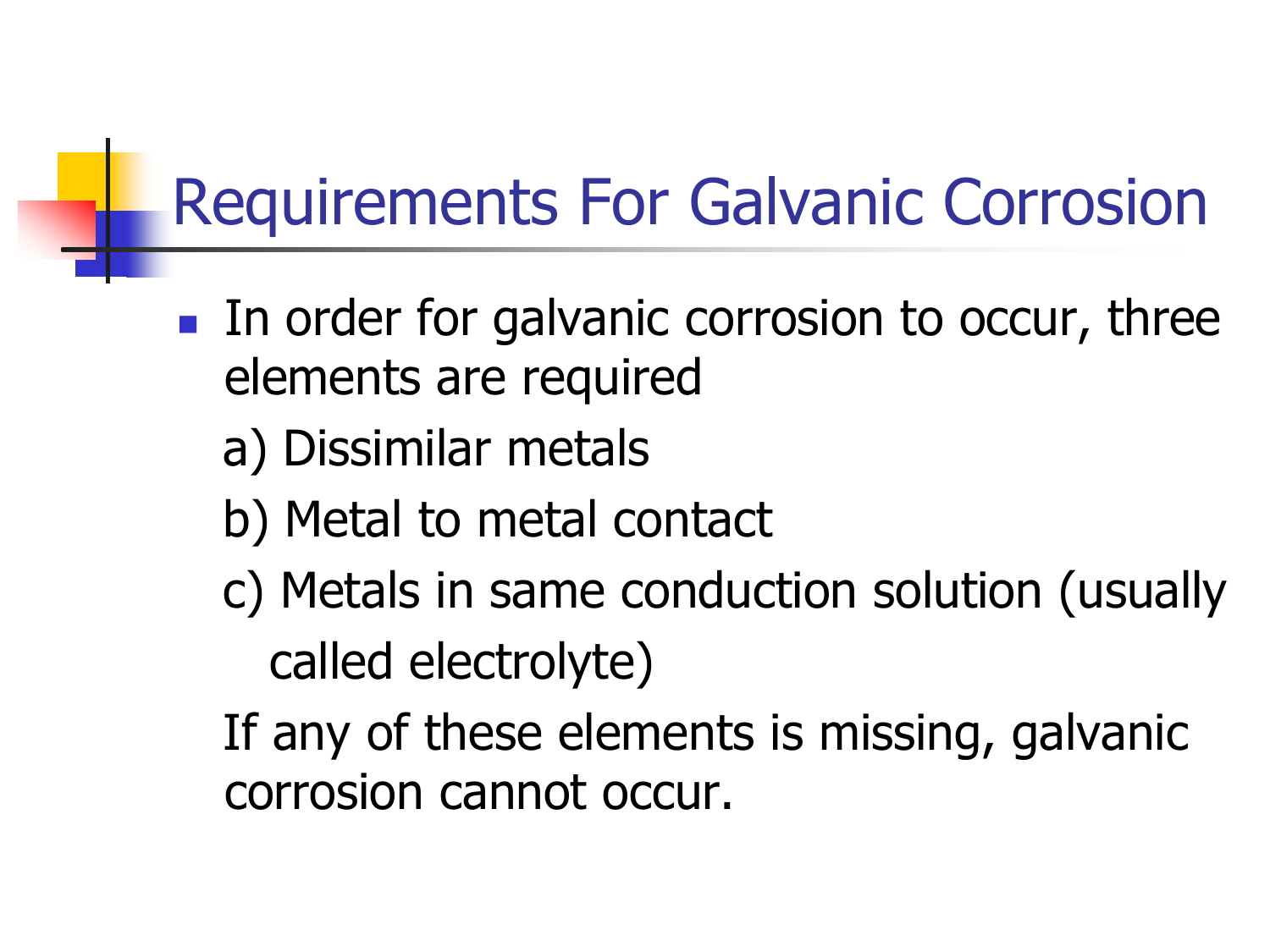# Requirements For Galvanic Corrosion

- In order for galvanic corrosion to occur, three elements are required

  a) Dissimilar metals

  b) Metal to metal contact

  c) Metals in same conduction solution (usually called electrolyte)

  If any of these elements is missing, galvanic corrosion cannot occur.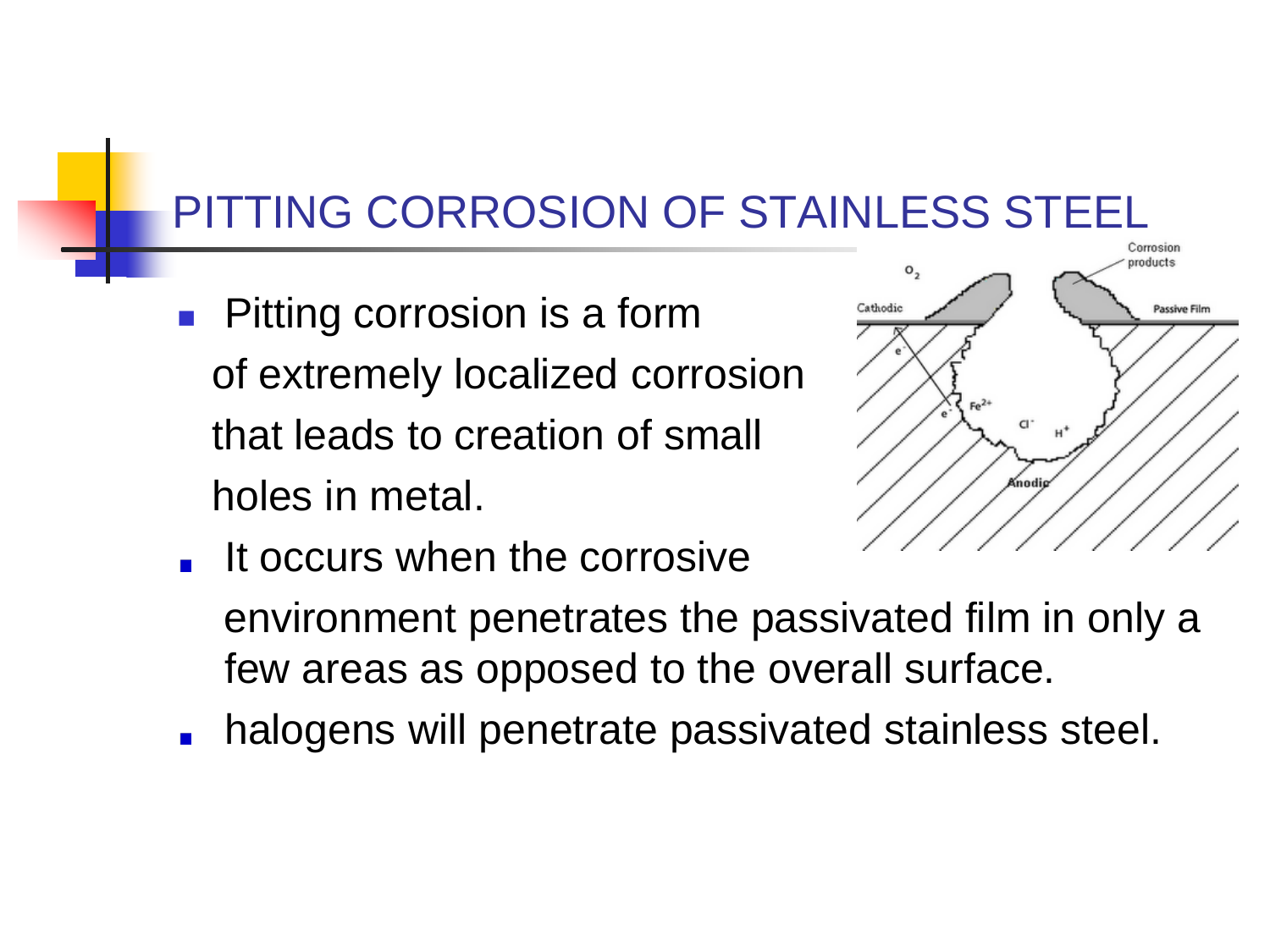# PITTING CORROSION OF STAINLESS STEEL

- Pitting corrosion is a form of extremely localized corrosion that leads to creation of small holes in metal.
- It occurs when the corrosive environment penetrates the passivated film in only a few areas as opposed to the overall surface.
- halogens will penetrate passivated stainless steel.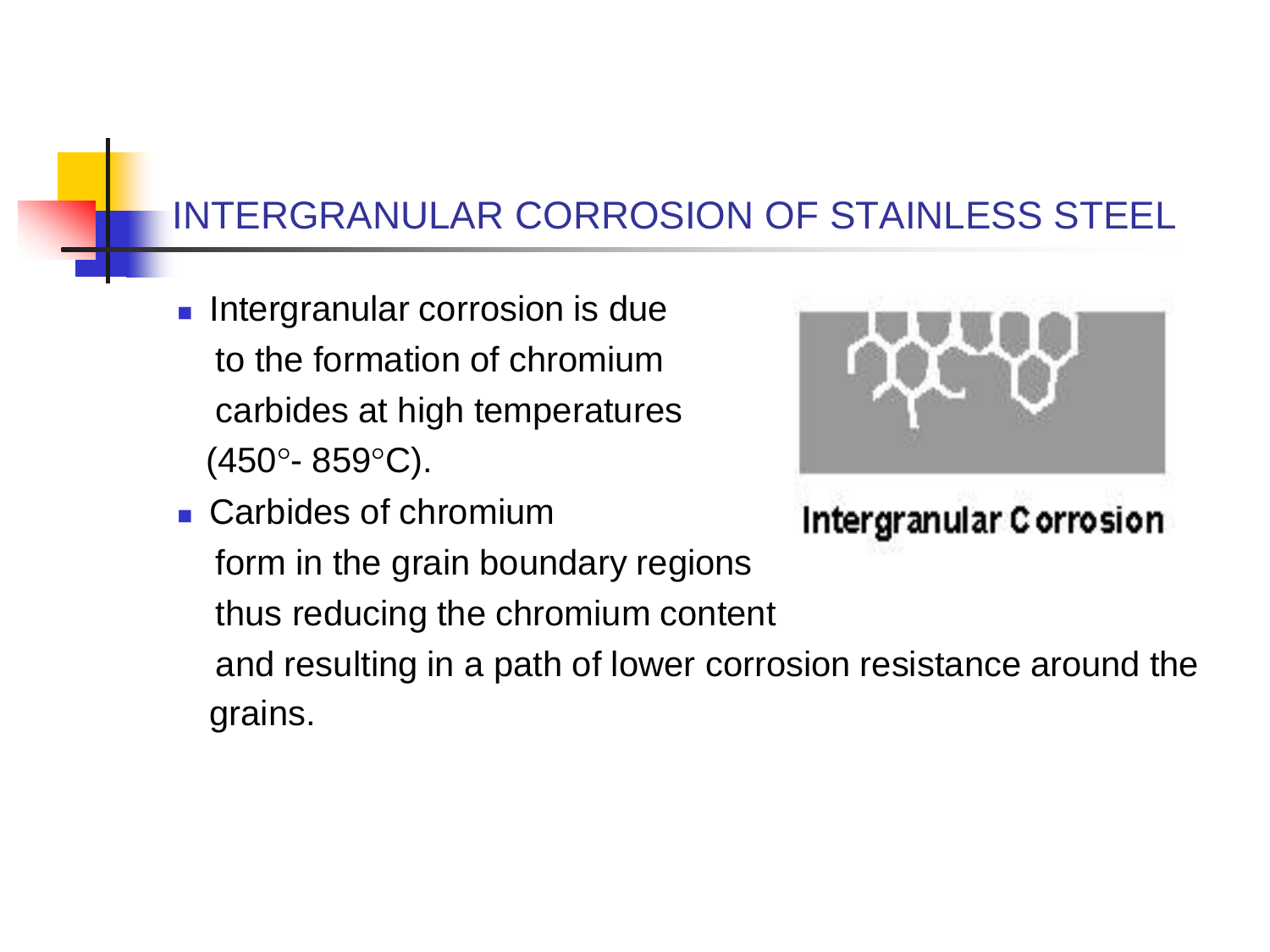# INTERGRANULAR CORROSION OF STAINLESS STEEL

- Intergranular corrosion is due to the formation of chromium carbides at high temperatures (450°- 859°C).
- Carbides of chromium form in the grain boundary regions thus reducing the chromium content and resulting in a path of lower corrosion resistance around the grains.

Intergranular Corrosion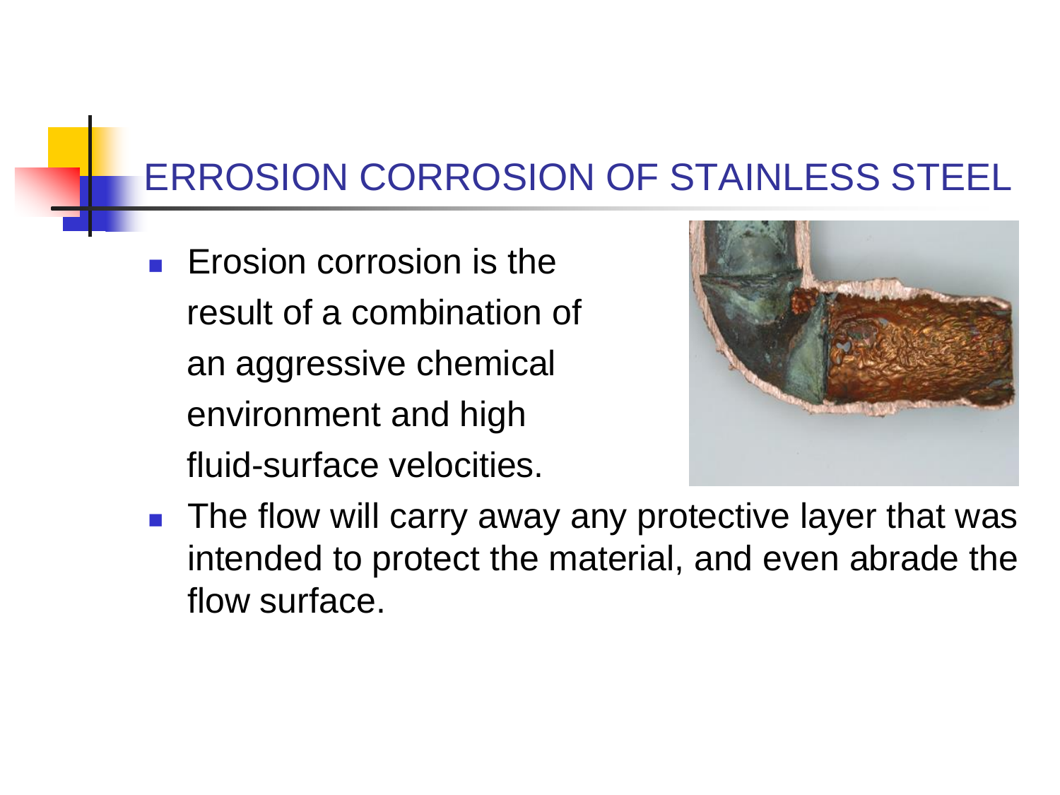# ERROSION CORROSION OF STAINLESS STEEL

- Erosion corrosion is the result of a combination of an aggressive chemical environment and high fluid-surface velocities.
- The flow will carry away any protective layer that was intended to protect the material, and even abrade the flow surface.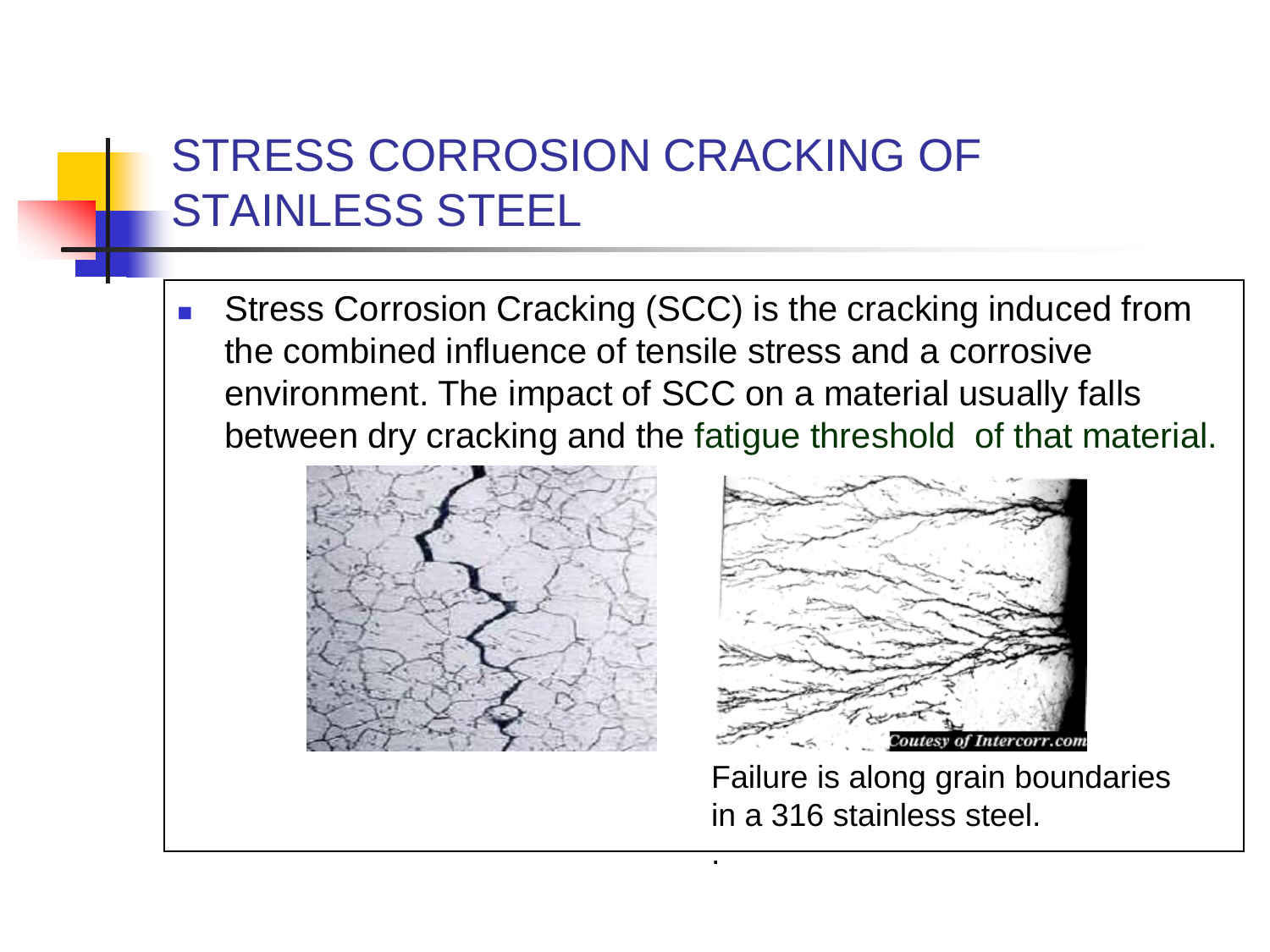# STRESS CORROSION CRACKING OF STAINLESS STEEL

- Stress Corrosion Cracking (SCC) is the cracking induced from the combined influence of tensile stress and a corrosive environment. The impact of SCC on a material usually falls between dry cracking and the fatigue threshold of that material.

Coutesy of Intercorr.com

Failure is along grain boundaries in a 316 stainless steel.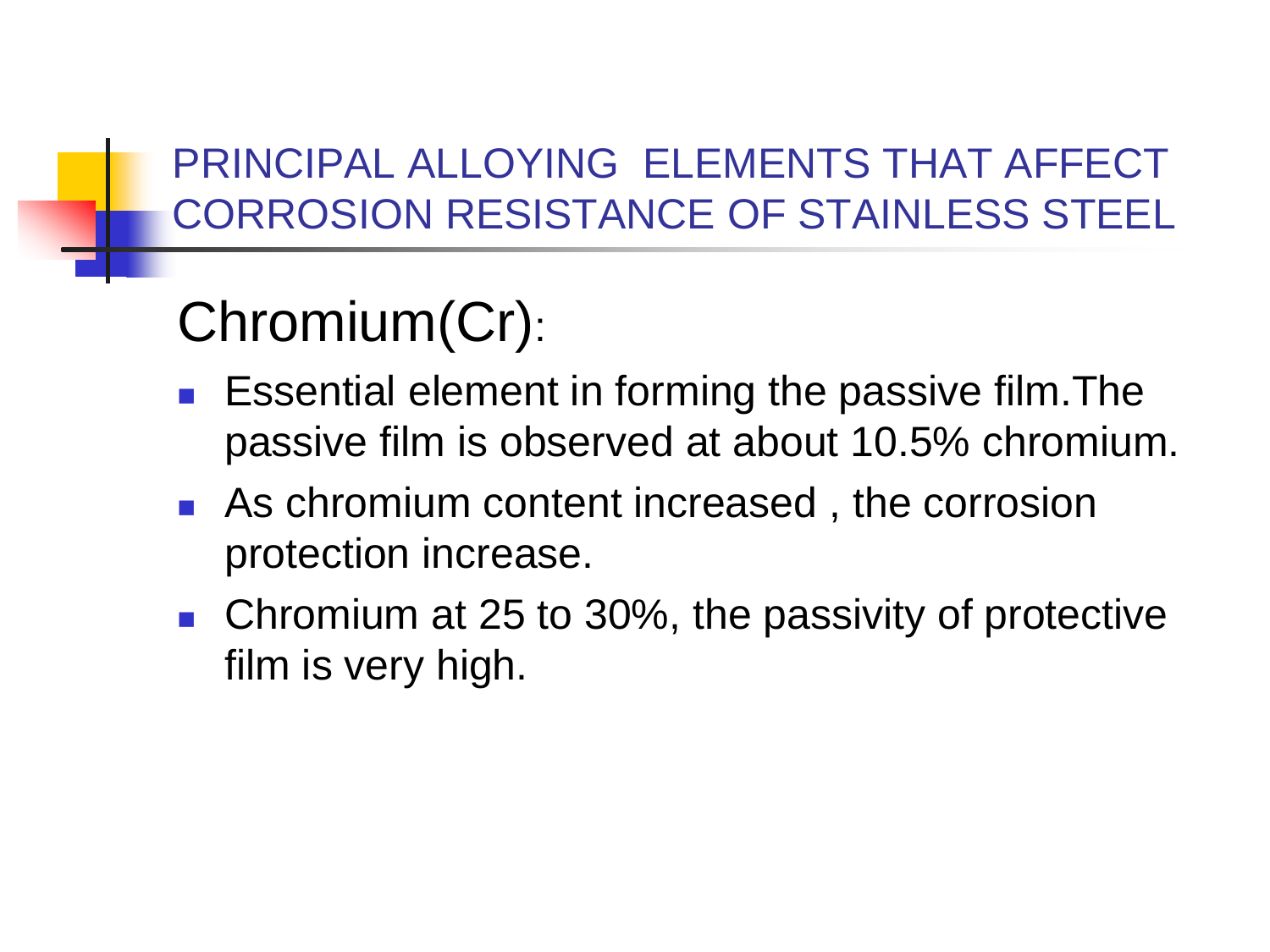# PRINCIPAL ALLOYING ELEMENTS THAT AFFECT CORROSION RESISTANCE OF STAINLESS STEEL

## Chromium(Cr):

- Essential element in forming the passive film.The passive film is observed at about 10.5% chromium.
- As chromium content increased , the corrosion protection increase.
- Chromium at 25 to 30%, the passivity of protective film is very high.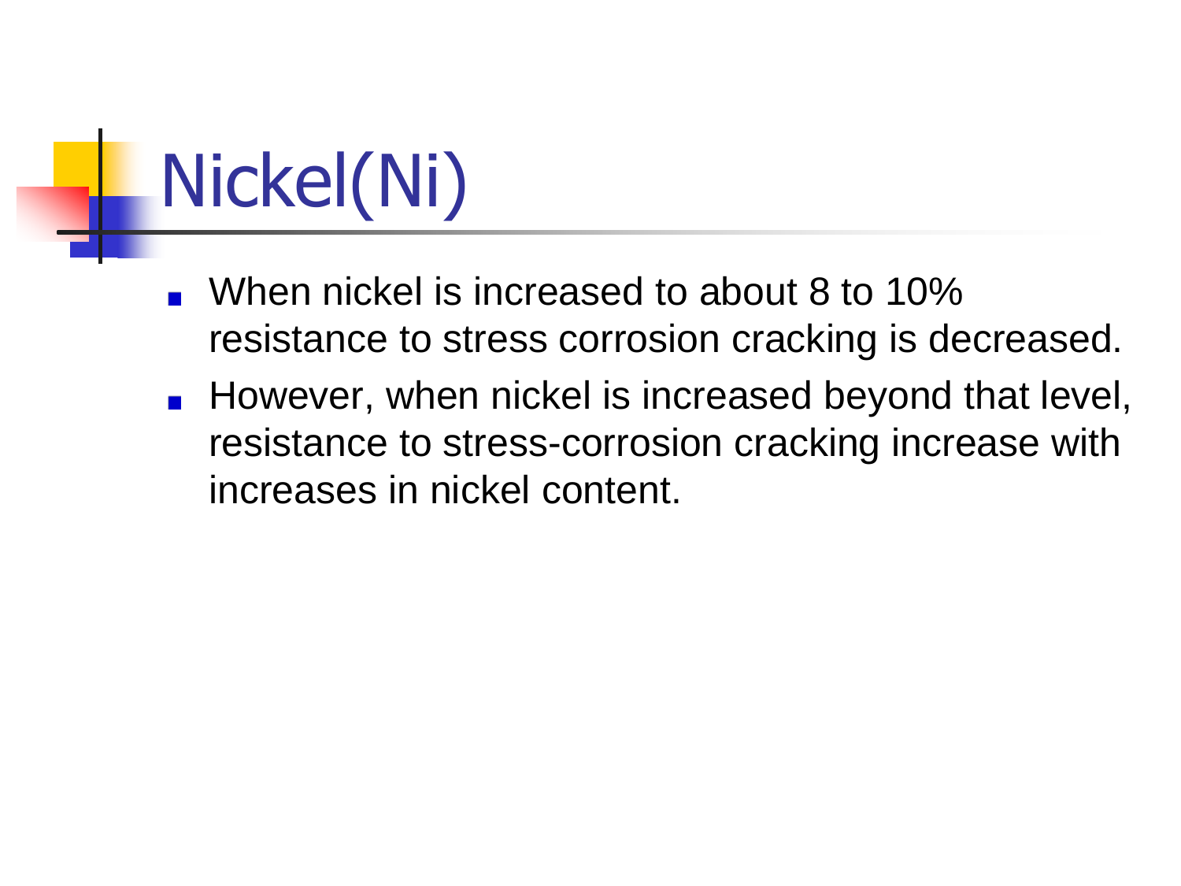# Nickel(Ni)

- When nickel is increased to about 8 to 10% resistance to stress corrosion cracking is decreased.
- However, when nickel is increased beyond that level, resistance to stress-corrosion cracking increase with increases in nickel content.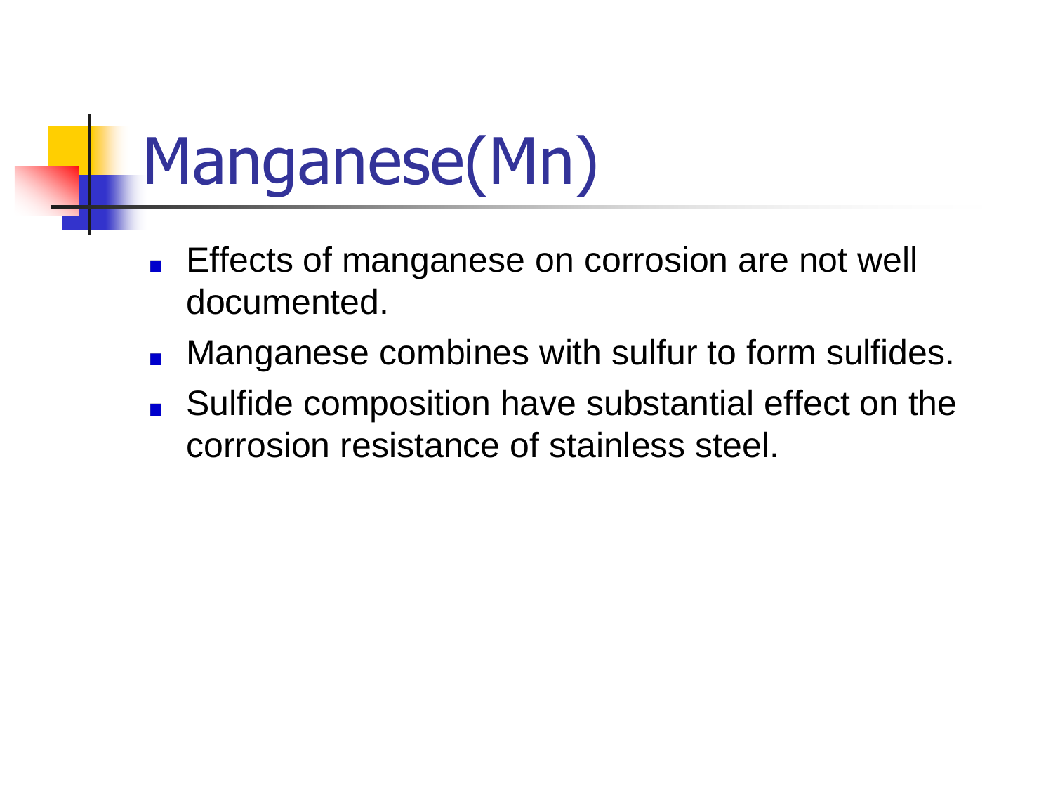# Manganese(Mn)

- Effects of manganese on corrosion are not well documented.
- Manganese combines with sulfur to form sulfides.
- Sulfide composition have substantial effect on the corrosion resistance of stainless steel.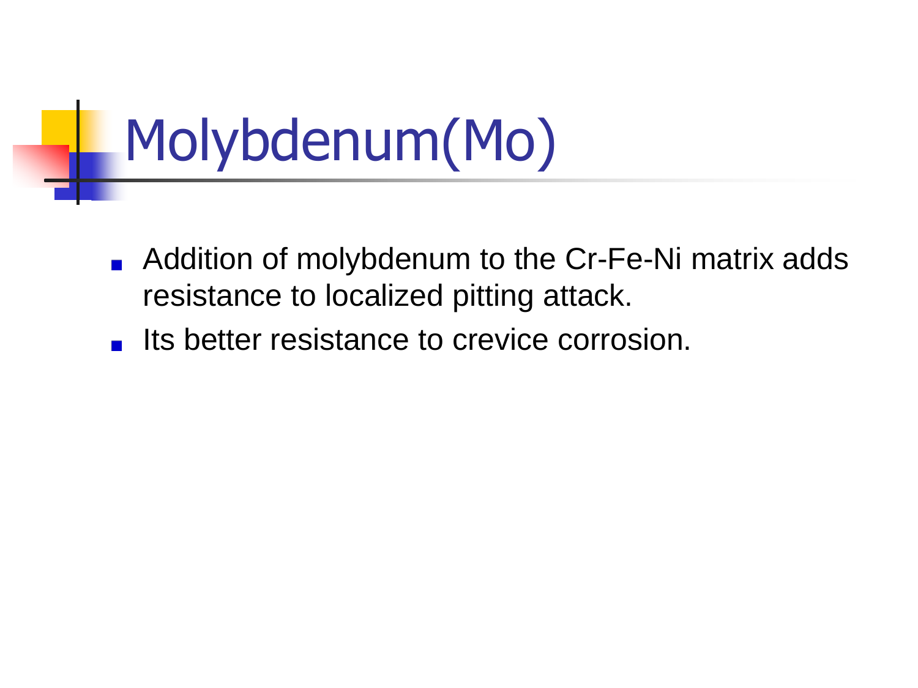# Molybdenum(Mo)

- Addition of molybdenum to the Cr-Fe-Ni matrix adds resistance to localized pitting attack.
- Its better resistance to crevice corrosion.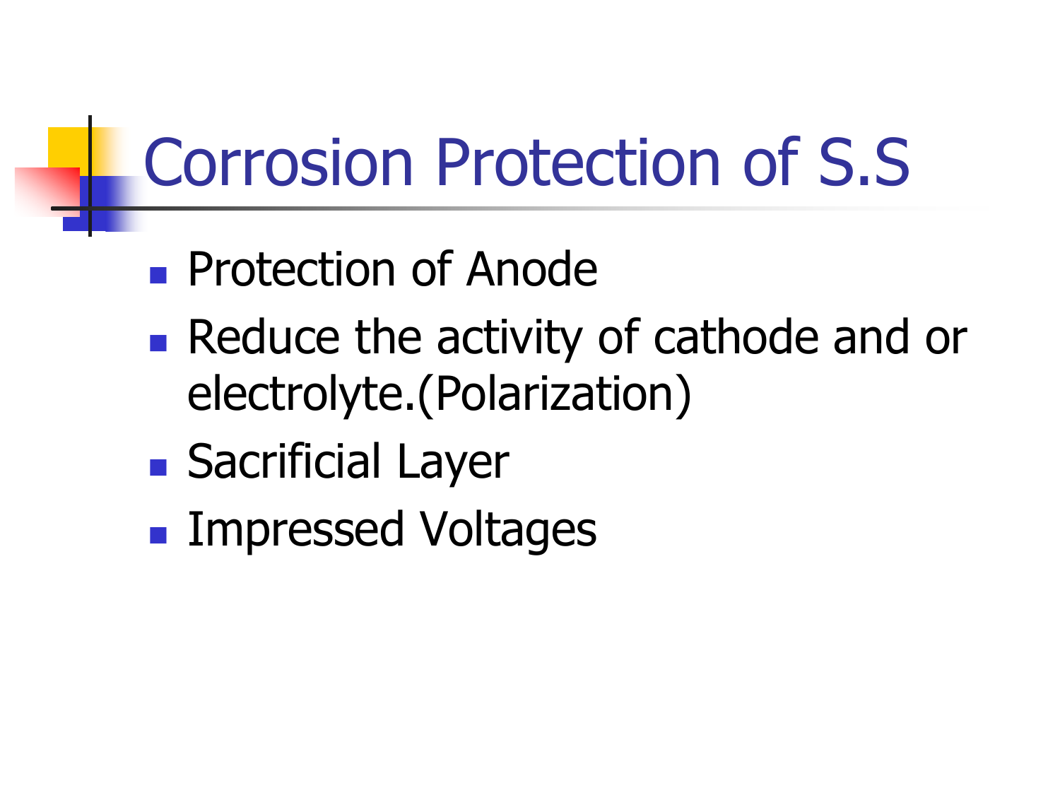# Corrosion Protection of S.S

- Protection of Anode
- Reduce the activity of cathode and or electrolyte.(Polarization)
- Sacrificial Layer
- Impressed Voltages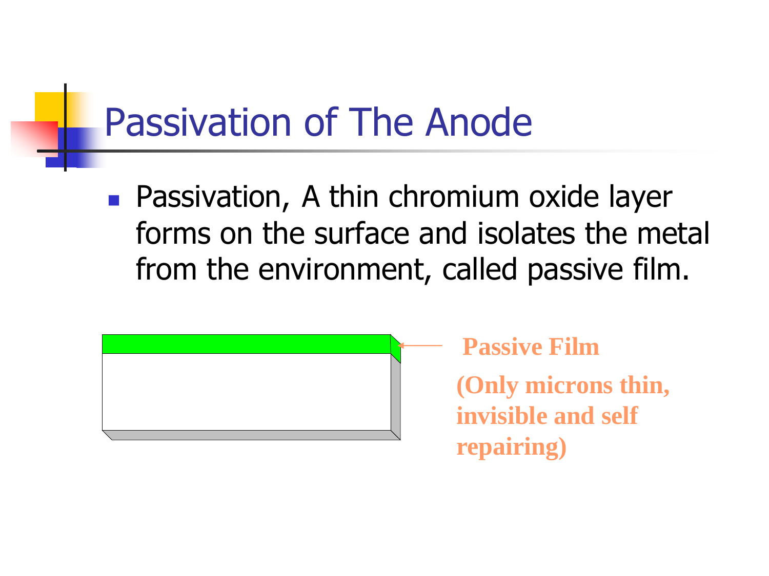# Passivation of The Anode

- Passivation, A thin chromium oxide layer forms on the surface and isolates the metal from the environment, called passive film.

**Passive Film**

**(Only microns thin, invisible and self repairing)**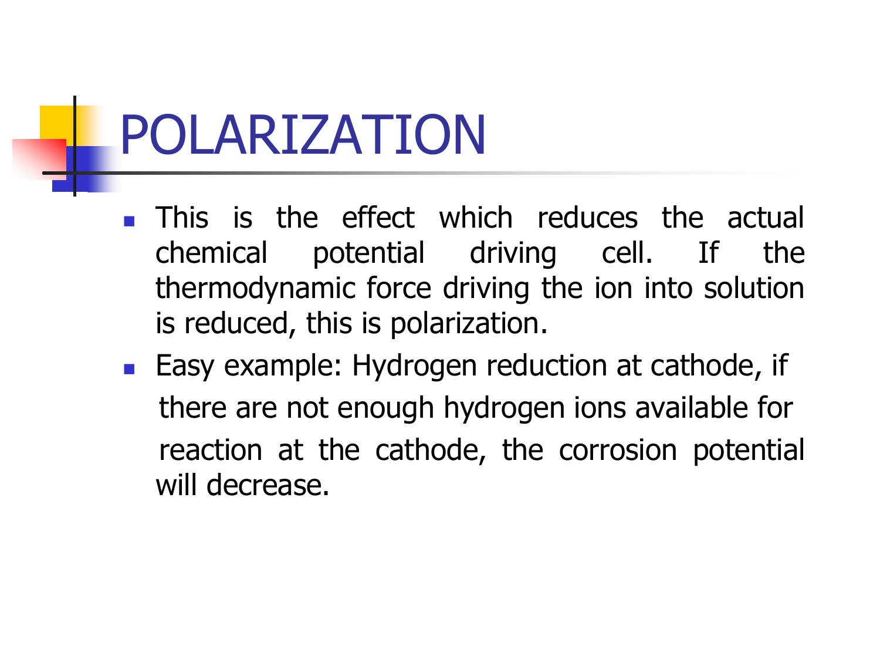# POLARIZATION

- This is the effect which reduces the actual chemical potential driving cell. If the thermodynamic force driving the ion into solution is reduced, this is polarization.
- Easy example: Hydrogen reduction at cathode, if there are not enough hydrogen ions available for reaction at the cathode, the corrosion potential will decrease.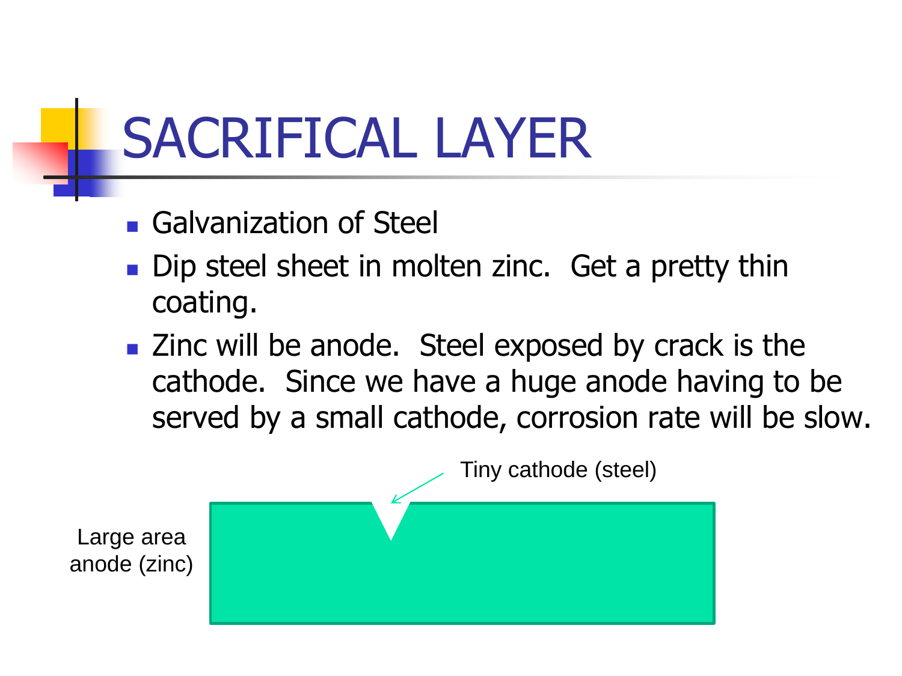# SACRIFICAL LAYER

- Galvanization of Steel
- Dip steel sheet in molten zinc.  Get a pretty thin coating.
- Zinc will be anode.  Steel exposed by crack is the cathode.  Since we have a huge anode having to be served by a small cathode, corrosion rate will be slow.

Tiny cathode (steel)

Large area anode (zinc)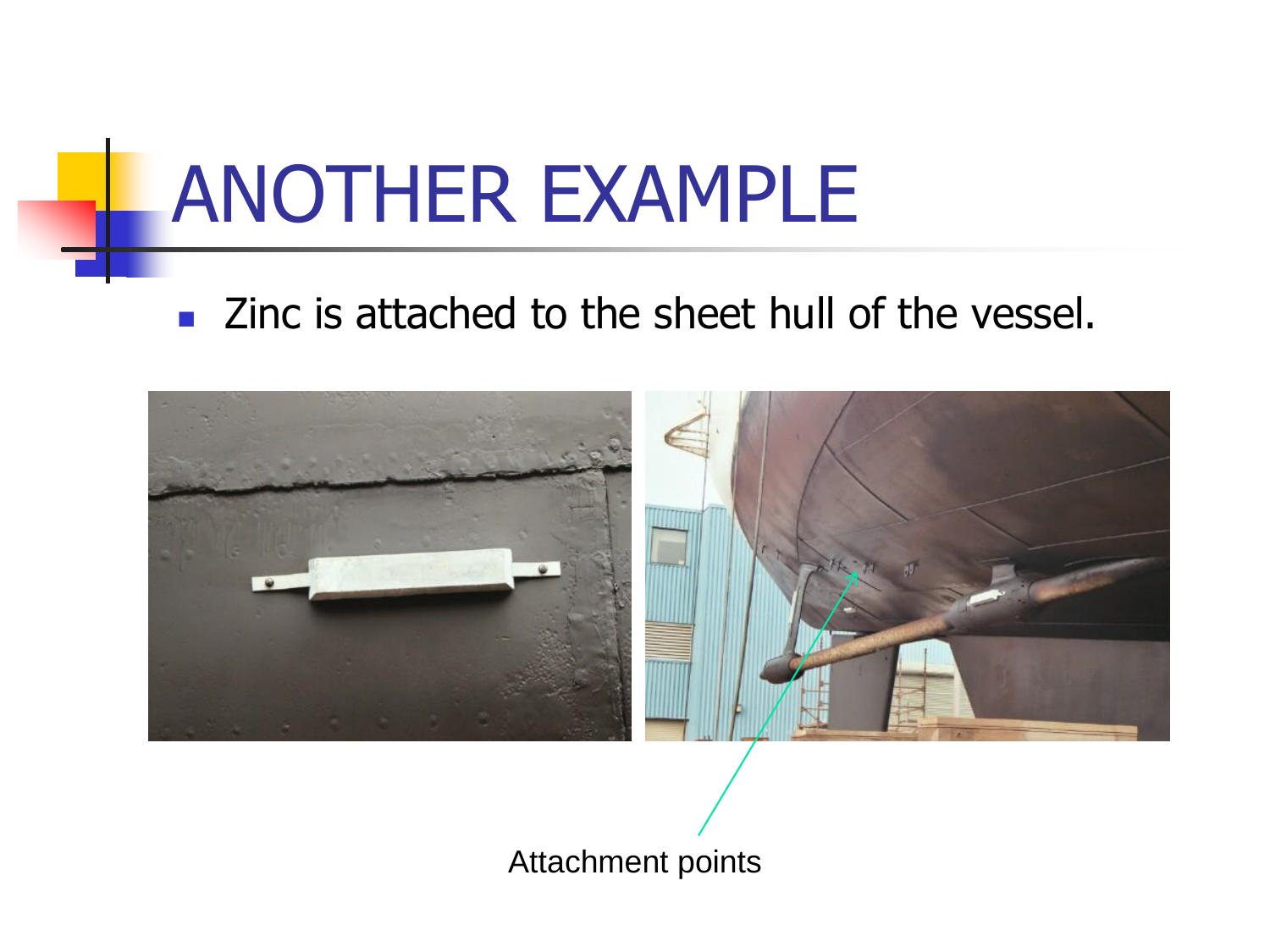# ANOTHER EXAMPLE

- Zinc is attached to the sheet hull of the vessel.

Attachment points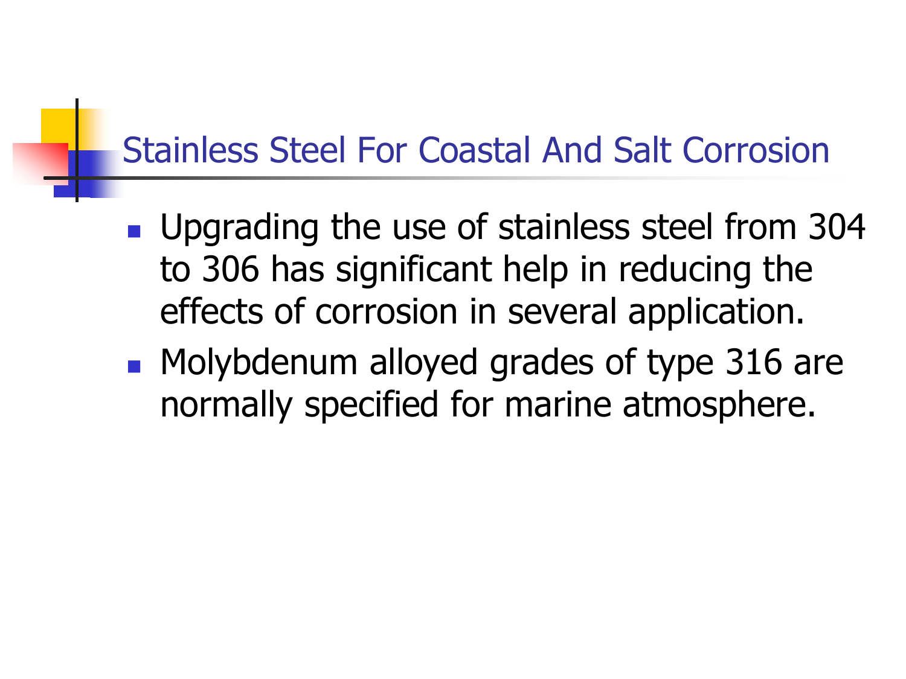# Stainless Steel For Coastal And Salt Corrosion

- Upgrading the use of stainless steel from 304 to 306 has significant help in reducing the effects of corrosion in several application.
- Molybdenum alloyed grades of type 316 are normally specified for marine atmosphere.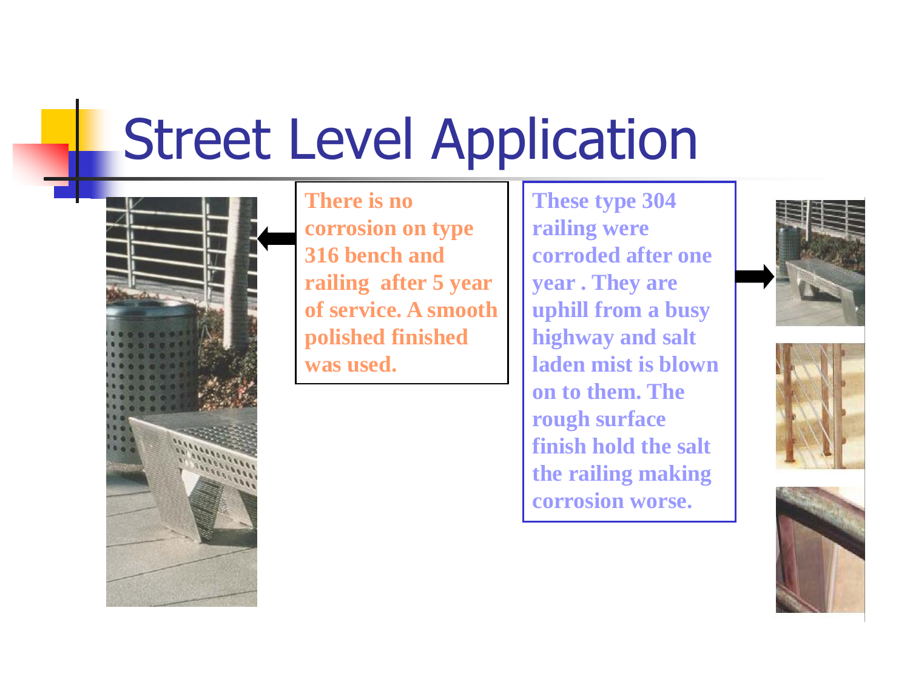# Street Level Application

**There is no corrosion on type 316 bench and railing after 5 year of service. A smooth polished finished was used.**

**These type 304 railing were corroded after one year . They are uphill from a busy highway and salt laden mist is blown on to them. The rough surface finish hold the salt the railing making corrosion worse.**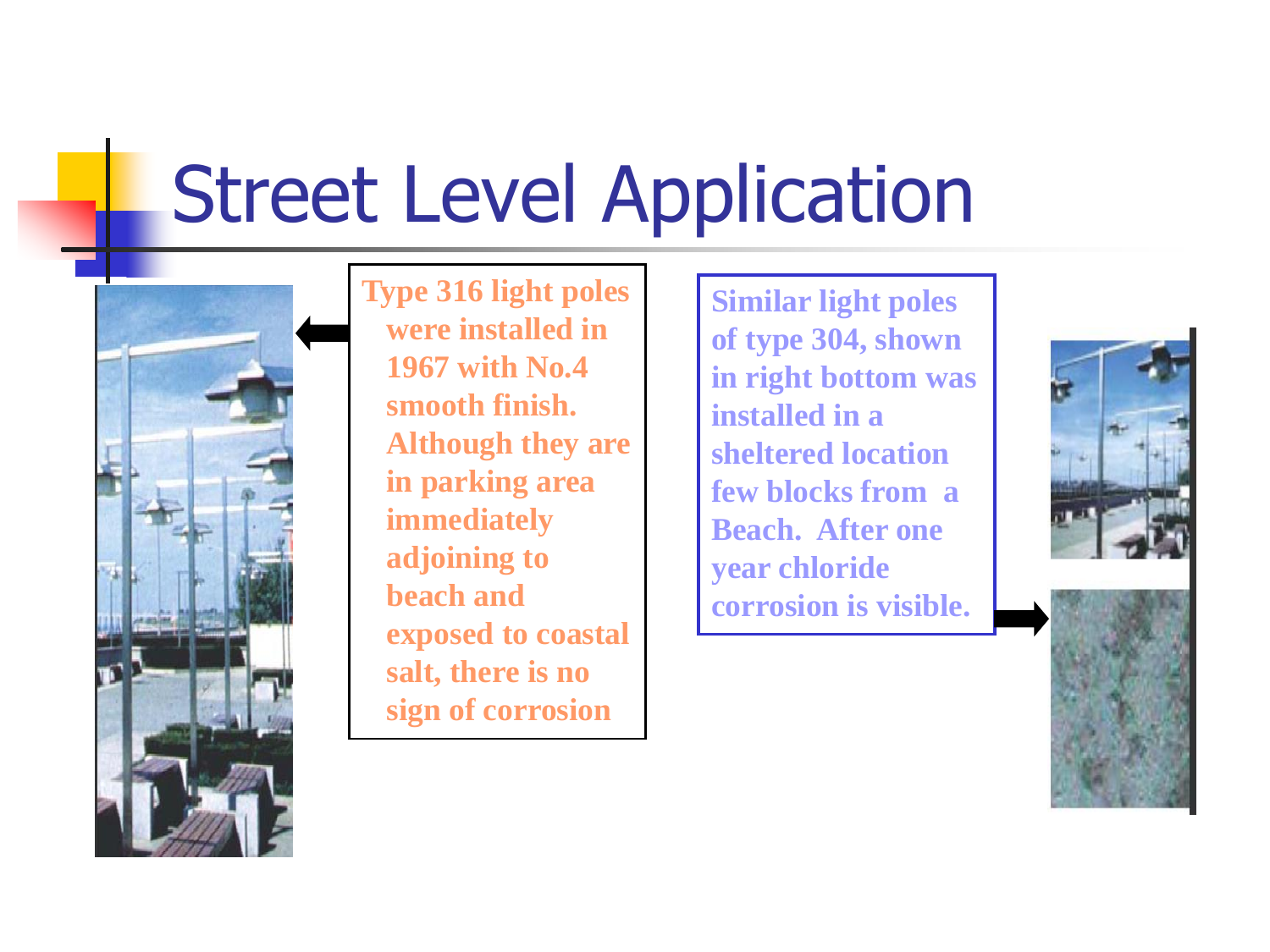# Street Level Application

Type 316 light poles were installed in 1967 with No.4 smooth finish. Although they are in parking area immediately adjoining to beach and exposed to coastal salt, there is no sign of corrosion

Similar light poles of type 304, shown in right bottom was installed in a sheltered location few blocks from a Beach. After one year chloride corrosion is visible.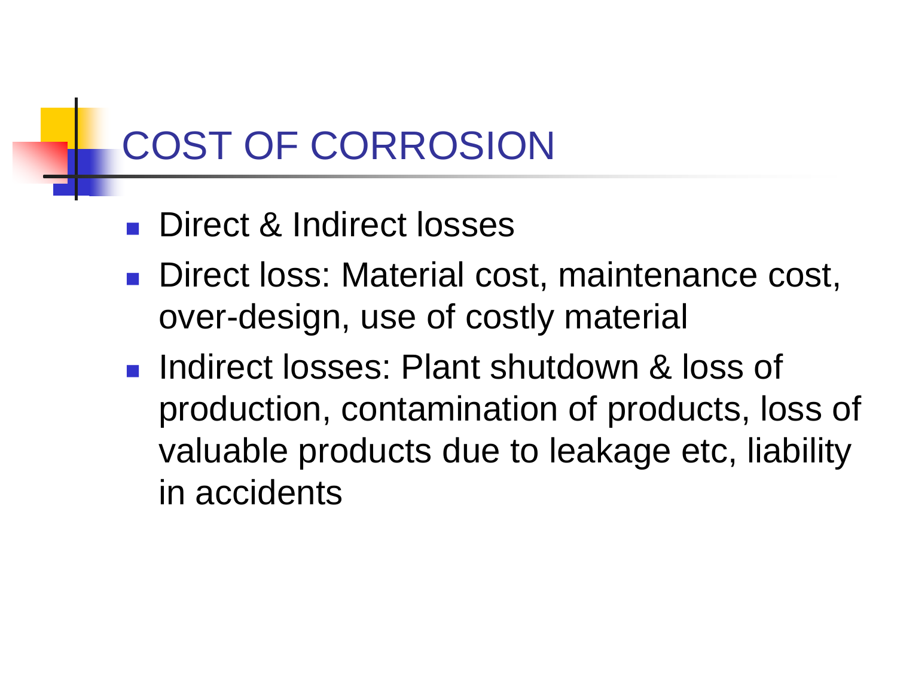# COST OF CORROSION

- Direct & Indirect losses
- Direct loss: Material cost, maintenance cost, over-design, use of costly material
- Indirect losses: Plant shutdown & loss of production, contamination of products, loss of valuable products due to leakage etc, liability in accidents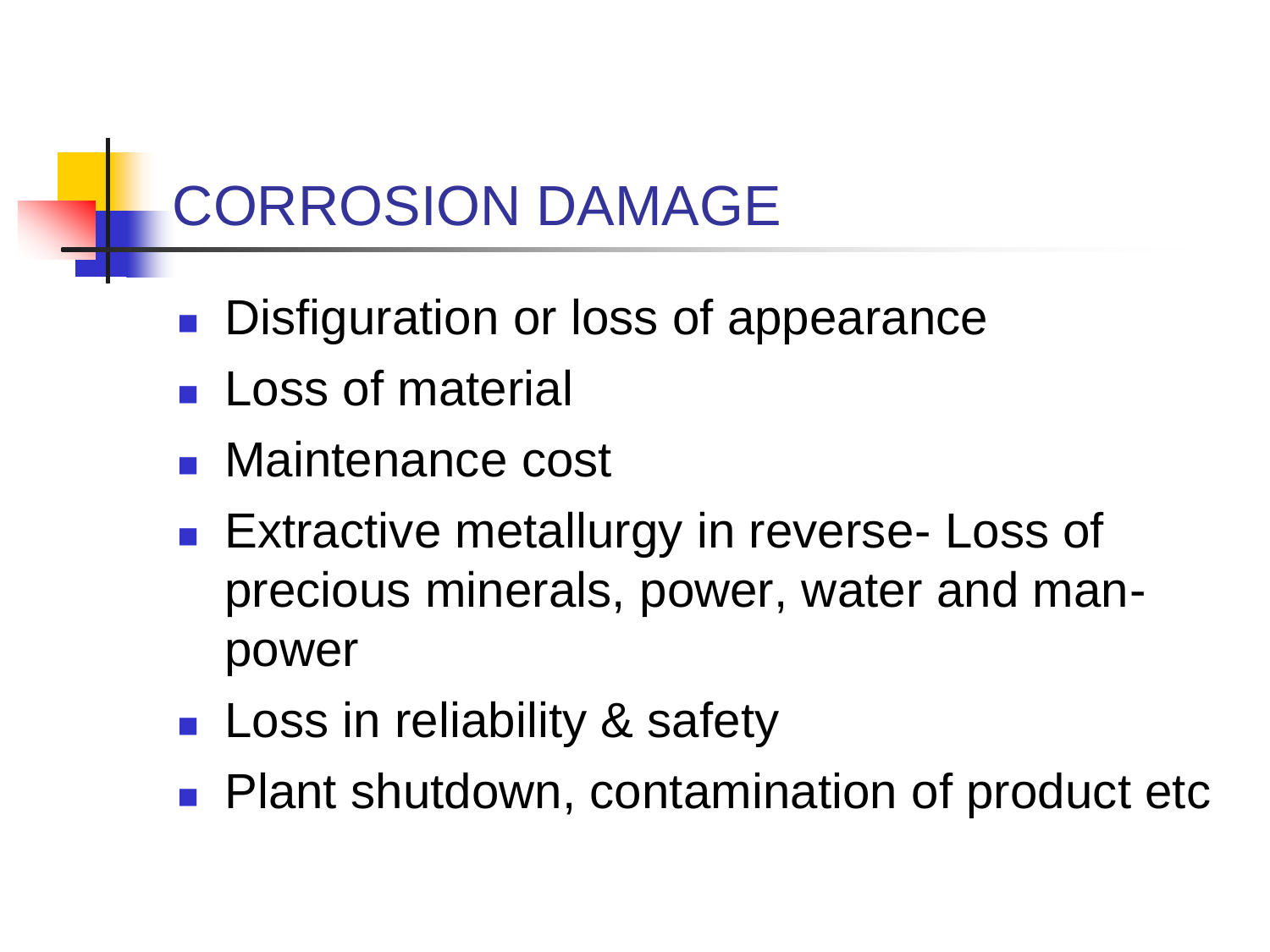# CORROSION DAMAGE

- Disfiguration or loss of appearance
- Loss of material
- Maintenance cost
- Extractive metallurgy in reverse- Loss of precious minerals, power, water and man-power
- Loss in reliability & safety
- Plant shutdown, contamination of product etc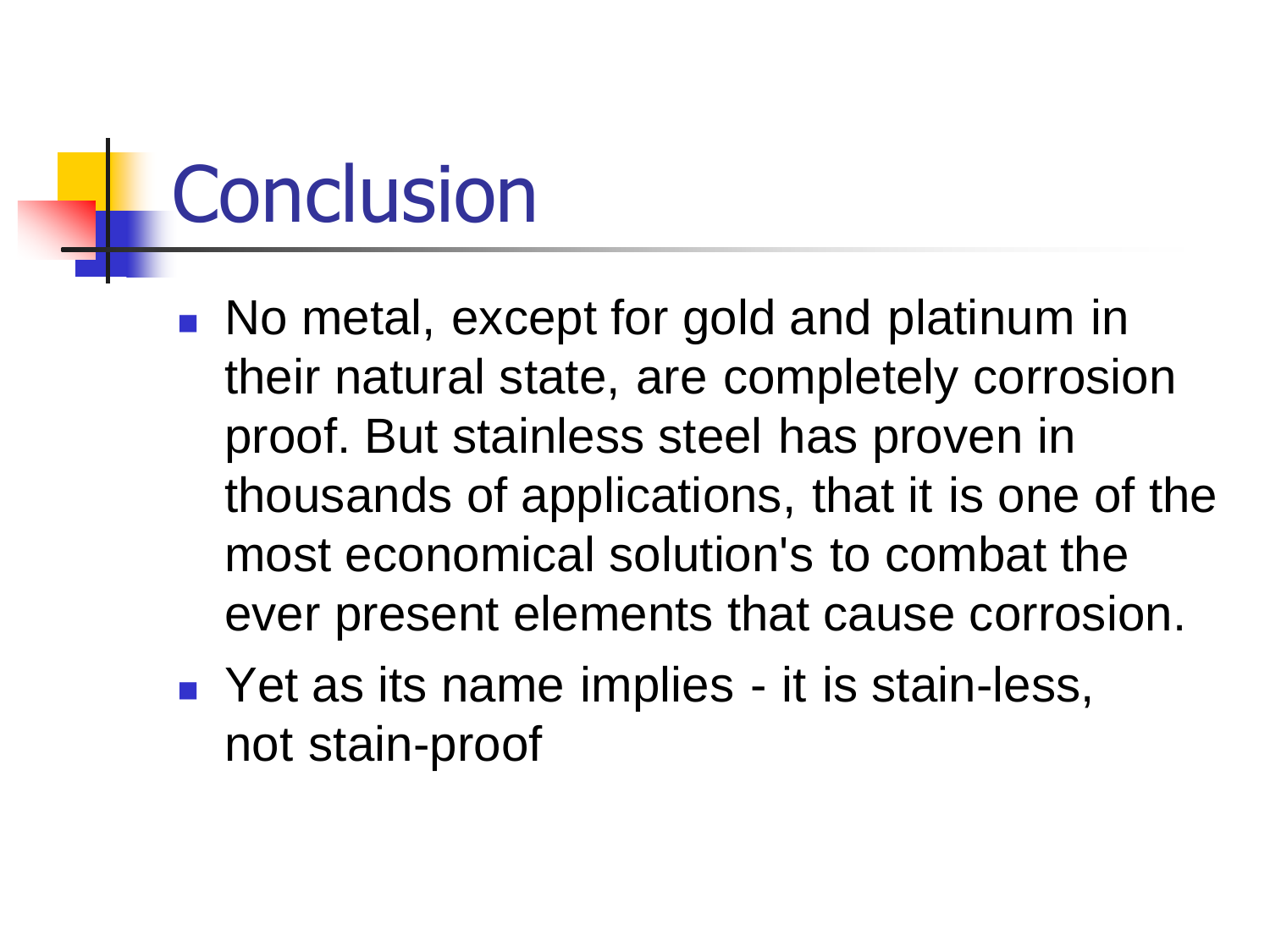# Conclusion

- No metal, except for gold and platinum in their natural state, are completely corrosion proof. But stainless steel has proven in thousands of applications, that it is one of the most economical solution's to combat the ever present elements that cause corrosion.
- Yet as its name implies - it is stain-less, not stain-proof